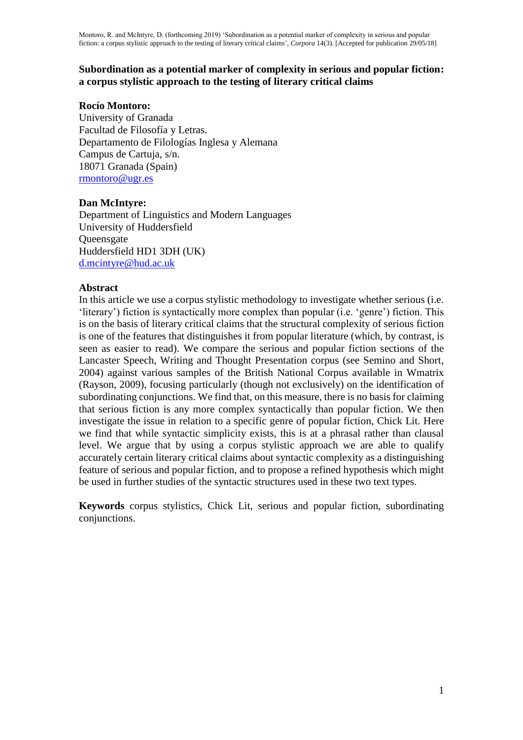Montoro, R. and McIntyre, D. (forthcoming 2019) 'Subordination as a potential marker of complexity in serious and popular fiction: a corpus stylistic approach to the testing of literary critical claims', *Corpora* 14(3). [Accepted for publication 29/05/18]

# Subordination as a potential marker of complexity in serious and popular fiction: a corpus stylistic approach to the testing of literary critical claims

**Rocío Montoro:**
University of Granada
Facultad de Filosofía y Letras.
Departamento de Filologías Inglesa y Alemana
Campus de Cartuja, s/n.
18071 Granada (Spain)
rmontoro@ugr.es

**Dan McIntyre:**
Department of Linguistics and Modern Languages
University of Huddersfield
Queensgate
Huddersfield HD1 3DH (UK)
d.mcintyre@hud.ac.uk

## Abstract

In this article we use a corpus stylistic methodology to investigate whether serious (i.e. 'literary') fiction is syntactically more complex than popular (i.e. 'genre') fiction. This is on the basis of literary critical claims that the structural complexity of serious fiction is one of the features that distinguishes it from popular literature (which, by contrast, is seen as easier to read). We compare the serious and popular fiction sections of the Lancaster Speech, Writing and Thought Presentation corpus (see Semino and Short, 2004) against various samples of the British National Corpus available in Wmatrix (Rayson, 2009), focusing particularly (though not exclusively) on the identification of subordinating conjunctions. We find that, on this measure, there is no basis for claiming that serious fiction is any more complex syntactically than popular fiction. We then investigate the issue in relation to a specific genre of popular fiction, Chick Lit. Here we find that while syntactic simplicity exists, this is at a phrasal rather than clausal level. We argue that by using a corpus stylistic approach we are able to qualify accurately certain literary critical claims about syntactic complexity as a distinguishing feature of serious and popular fiction, and to propose a refined hypothesis which might be used in further studies of the syntactic structures used in these two text types.

**Keywords** corpus stylistics, Chick Lit, serious and popular fiction, subordinating conjunctions.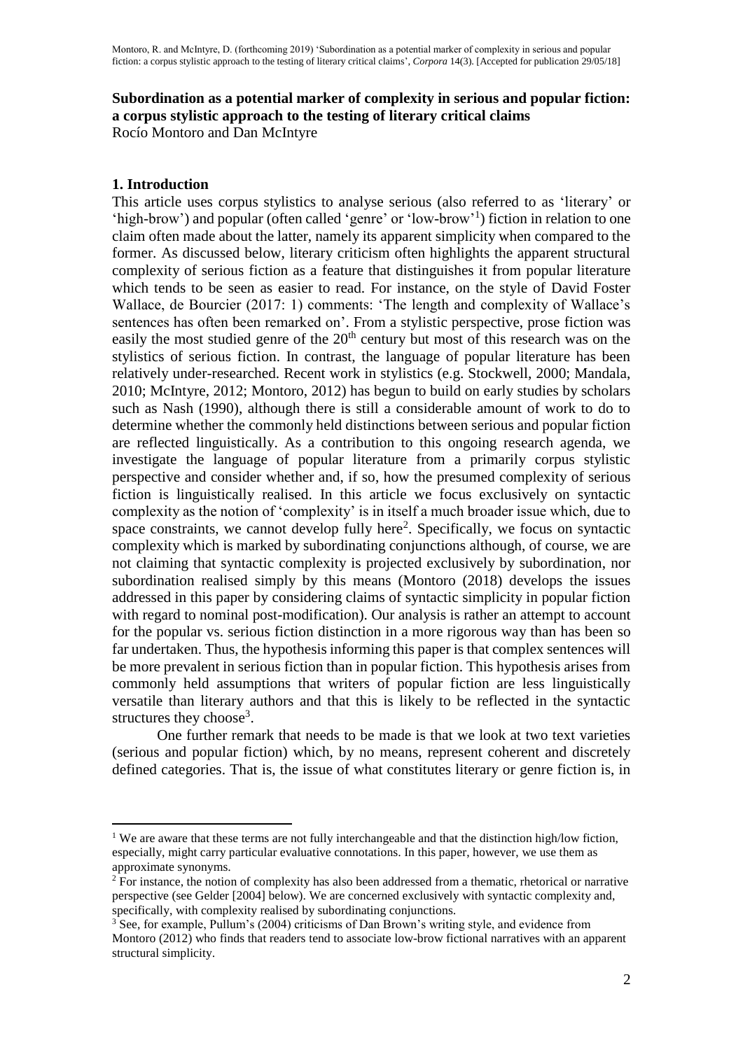## Subordination as a potential marker of complexity in serious and popular fiction: a corpus stylistic approach to the testing of literary critical claims

Rocío Montoro and Dan McIntyre

### 1. Introduction

This article uses corpus stylistics to analyse serious (also referred to as 'literary' or 'high-brow') and popular (often called 'genre' or 'low-brow'[1]) fiction in relation to one claim often made about the latter, namely its apparent simplicity when compared to the former. As discussed below, literary criticism often highlights the apparent structural complexity of serious fiction as a feature that distinguishes it from popular literature which tends to be seen as easier to read. For instance, on the style of David Foster Wallace, de Bourcier (2017: 1) comments: 'The length and complexity of Wallace's sentences has often been remarked on'. From a stylistic perspective, prose fiction was easily the most studied genre of the 20th century but most of this research was on the stylistics of serious fiction. In contrast, the language of popular literature has been relatively under-researched. Recent work in stylistics (e.g. Stockwell, 2000; Mandala, 2010; McIntyre, 2012; Montoro, 2012) has begun to build on early studies by scholars such as Nash (1990), although there is still a considerable amount of work to do to determine whether the commonly held distinctions between serious and popular fiction are reflected linguistically. As a contribution to this ongoing research agenda, we investigate the language of popular literature from a primarily corpus stylistic perspective and consider whether and, if so, how the presumed complexity of serious fiction is linguistically realised. In this article we focus exclusively on syntactic complexity as the notion of 'complexity' is in itself a much broader issue which, due to space constraints, we cannot develop fully here[2]. Specifically, we focus on syntactic complexity which is marked by subordinating conjunctions although, of course, we are not claiming that syntactic complexity is projected exclusively by subordination, nor subordination realised simply by this means (Montoro (2018) develops the issues addressed in this paper by considering claims of syntactic simplicity in popular fiction with regard to nominal post-modification). Our analysis is rather an attempt to account for the popular vs. serious fiction distinction in a more rigorous way than has been so far undertaken. Thus, the hypothesis informing this paper is that complex sentences will be more prevalent in serious fiction than in popular fiction. This hypothesis arises from commonly held assumptions that writers of popular fiction are less linguistically versatile than literary authors and that this is likely to be reflected in the syntactic structures they choose[3].

One further remark that needs to be made is that we look at two text varieties (serious and popular fiction) which, by no means, represent coherent and discretely defined categories. That is, the issue of what constitutes literary or genre fiction is, in

---

[1] We are aware that these terms are not fully interchangeable and that the distinction high/low fiction, especially, might carry particular evaluative connotations. In this paper, however, we use them as approximate synonyms.

[2] For instance, the notion of complexity has also been addressed from a thematic, rhetorical or narrative perspective (see Gelder [2004] below). We are concerned exclusively with syntactic complexity and, specifically, with complexity realised by subordinating conjunctions.

[3] See, for example, Pullum's (2004) criticisms of Dan Brown's writing style, and evidence from Montoro (2012) who finds that readers tend to associate low-brow fictional narratives with an apparent structural simplicity.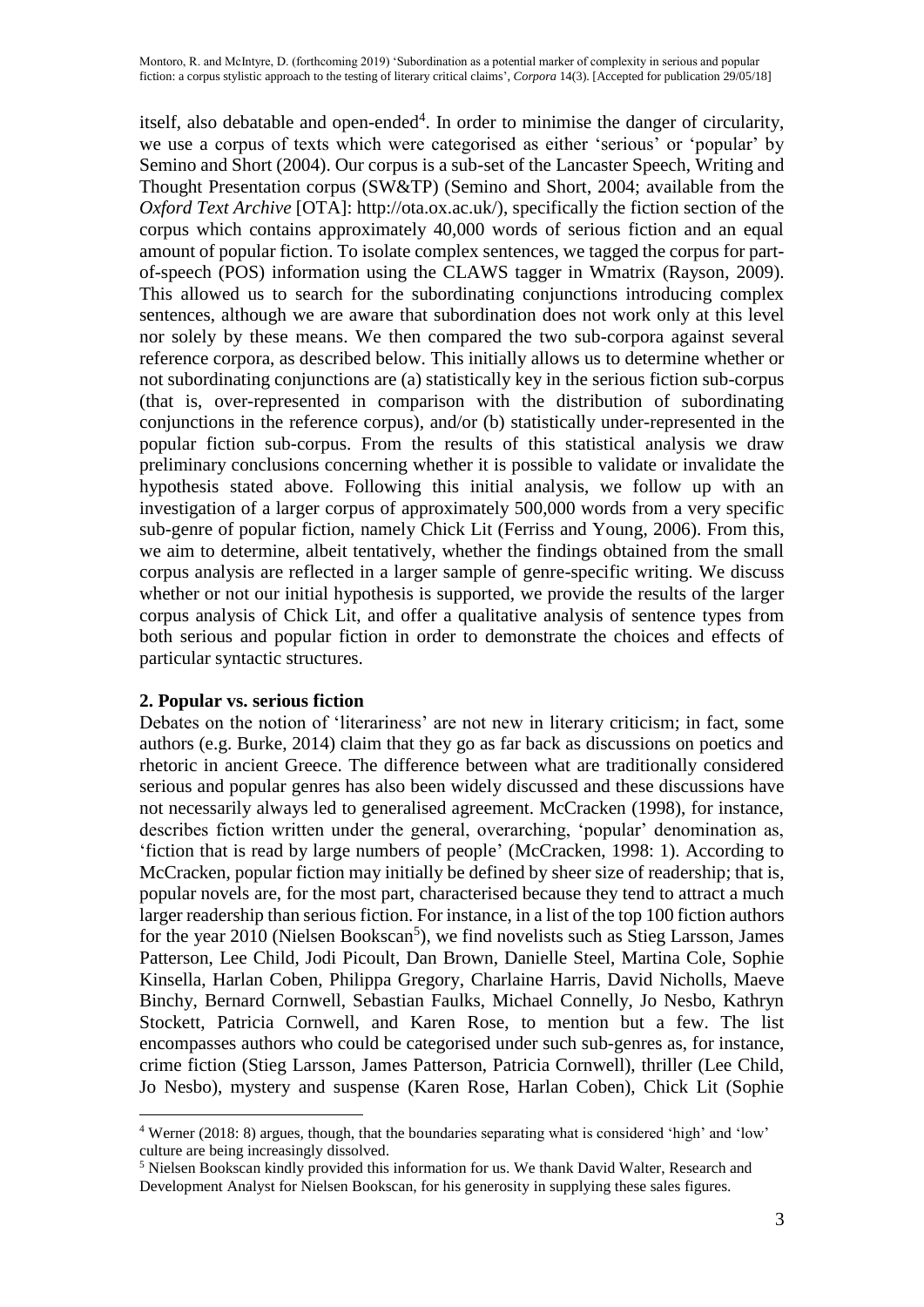itself, also debatable and open-ended[4]. In order to minimise the danger of circularity, we use a corpus of texts which were categorised as either 'serious' or 'popular' by Semino and Short (2004). Our corpus is a sub-set of the Lancaster Speech, Writing and Thought Presentation corpus (SW&TP) (Semino and Short, 2004; available from the *Oxford Text Archive* [OTA]: http://ota.ox.ac.uk/), specifically the fiction section of the corpus which contains approximately 40,000 words of serious fiction and an equal amount of popular fiction. To isolate complex sentences, we tagged the corpus for part-of-speech (POS) information using the CLAWS tagger in Wmatrix (Rayson, 2009). This allowed us to search for the subordinating conjunctions introducing complex sentences, although we are aware that subordination does not work only at this level nor solely by these means. We then compared the two sub-corpora against several reference corpora, as described below. This initially allows us to determine whether or not subordinating conjunctions are (a) statistically key in the serious fiction sub-corpus (that is, over-represented in comparison with the distribution of subordinating conjunctions in the reference corpus), and/or (b) statistically under-represented in the popular fiction sub-corpus. From the results of this statistical analysis we draw preliminary conclusions concerning whether it is possible to validate or invalidate the hypothesis stated above. Following this initial analysis, we follow up with an investigation of a larger corpus of approximately 500,000 words from a very specific sub-genre of popular fiction, namely Chick Lit (Ferriss and Young, 2006). From this, we aim to determine, albeit tentatively, whether the findings obtained from the small corpus analysis are reflected in a larger sample of genre-specific writing. We discuss whether or not our initial hypothesis is supported, we provide the results of the larger corpus analysis of Chick Lit, and offer a qualitative analysis of sentence types from both serious and popular fiction in order to demonstrate the choices and effects of particular syntactic structures.

## 2. Popular vs. serious fiction

Debates on the notion of 'literariness' are not new in literary criticism; in fact, some authors (e.g. Burke, 2014) claim that they go as far back as discussions on poetics and rhetoric in ancient Greece. The difference between what are traditionally considered serious and popular genres has also been widely discussed and these discussions have not necessarily always led to generalised agreement. McCracken (1998), for instance, describes fiction written under the general, overarching, 'popular' denomination as, 'fiction that is read by large numbers of people' (McCracken, 1998: 1). According to McCracken, popular fiction may initially be defined by sheer size of readership; that is, popular novels are, for the most part, characterised because they tend to attract a much larger readership than serious fiction. For instance, in a list of the top 100 fiction authors for the year 2010 (Nielsen Bookscan[5]), we find novelists such as Stieg Larsson, James Patterson, Lee Child, Jodi Picoult, Dan Brown, Danielle Steel, Martina Cole, Sophie Kinsella, Harlan Coben, Philippa Gregory, Charlaine Harris, David Nicholls, Maeve Binchy, Bernard Cornwell, Sebastian Faulks, Michael Connelly, Jo Nesbo, Kathryn Stockett, Patricia Cornwell, and Karen Rose, to mention but a few. The list encompasses authors who could be categorised under such sub-genres as, for instance, crime fiction (Stieg Larsson, James Patterson, Patricia Cornwell), thriller (Lee Child, Jo Nesbo), mystery and suspense (Karen Rose, Harlan Coben), Chick Lit (Sophie

[4] Werner (2018: 8) argues, though, that the boundaries separating what is considered 'high' and 'low' culture are being increasingly dissolved.

[5] Nielsen Bookscan kindly provided this information for us. We thank David Walter, Research and Development Analyst for Nielsen Bookscan, for his generosity in supplying these sales figures.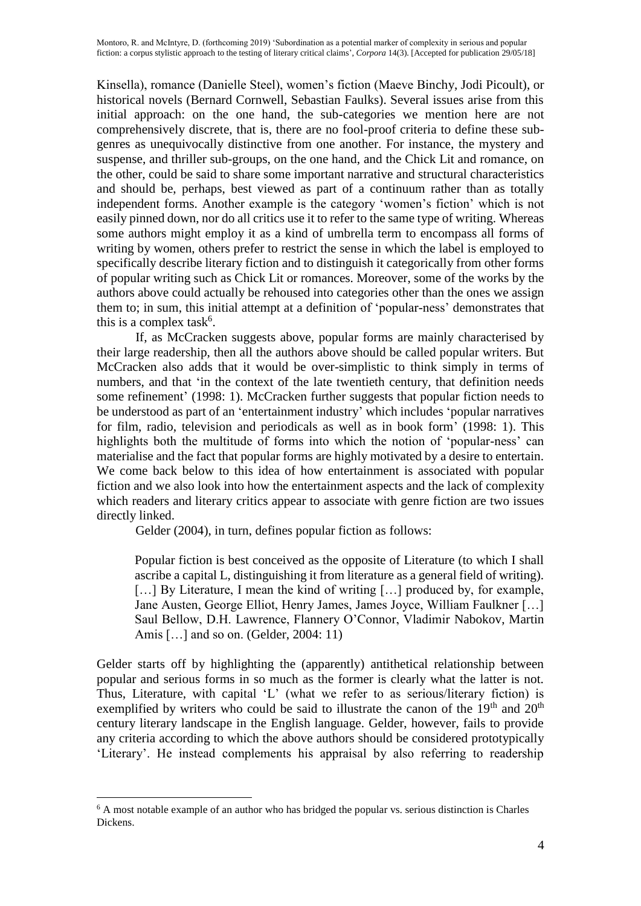Kinsella), romance (Danielle Steel), women's fiction (Maeve Binchy, Jodi Picoult), or historical novels (Bernard Cornwell, Sebastian Faulks). Several issues arise from this initial approach: on the one hand, the sub-categories we mention here are not comprehensively discrete, that is, there are no fool-proof criteria to define these sub-genres as unequivocally distinctive from one another. For instance, the mystery and suspense, and thriller sub-groups, on the one hand, and the Chick Lit and romance, on the other, could be said to share some important narrative and structural characteristics and should be, perhaps, best viewed as part of a continuum rather than as totally independent forms. Another example is the category 'women's fiction' which is not easily pinned down, nor do all critics use it to refer to the same type of writing. Whereas some authors might employ it as a kind of umbrella term to encompass all forms of writing by women, others prefer to restrict the sense in which the label is employed to specifically describe literary fiction and to distinguish it categorically from other forms of popular writing such as Chick Lit or romances. Moreover, some of the works by the authors above could actually be rehoused into categories other than the ones we assign them to; in sum, this initial attempt at a definition of 'popular-ness' demonstrates that this is a complex task[6].

If, as McCracken suggests above, popular forms are mainly characterised by their large readership, then all the authors above should be called popular writers. But McCracken also adds that it would be over-simplistic to think simply in terms of numbers, and that 'in the context of the late twentieth century, that definition needs some refinement' (1998: 1). McCracken further suggests that popular fiction needs to be understood as part of an 'entertainment industry' which includes 'popular narratives for film, radio, television and periodicals as well as in book form' (1998: 1). This highlights both the multitude of forms into which the notion of 'popular-ness' can materialise and the fact that popular forms are highly motivated by a desire to entertain. We come back below to this idea of how entertainment is associated with popular fiction and we also look into how the entertainment aspects and the lack of complexity which readers and literary critics appear to associate with genre fiction are two issues directly linked.

Gelder (2004), in turn, defines popular fiction as follows:

> Popular fiction is best conceived as the opposite of Literature (to which I shall ascribe a capital L, distinguishing it from literature as a general field of writing). […] By Literature, I mean the kind of writing […] produced by, for example, Jane Austen, George Elliot, Henry James, James Joyce, William Faulkner […] Saul Bellow, D.H. Lawrence, Flannery O'Connor, Vladimir Nabokov, Martin Amis […] and so on. (Gelder, 2004: 11)

Gelder starts off by highlighting the (apparently) antithetical relationship between popular and serious forms in so much as the former is clearly what the latter is not. Thus, Literature, with capital 'L' (what we refer to as serious/literary fiction) is exemplified by writers who could be said to illustrate the canon of the 19th and 20th century literary landscape in the English language. Gelder, however, fails to provide any criteria according to which the above authors should be considered prototypically 'Literary'. He instead complements his appraisal by also referring to readership

[6] A most notable example of an author who has bridged the popular vs. serious distinction is Charles Dickens.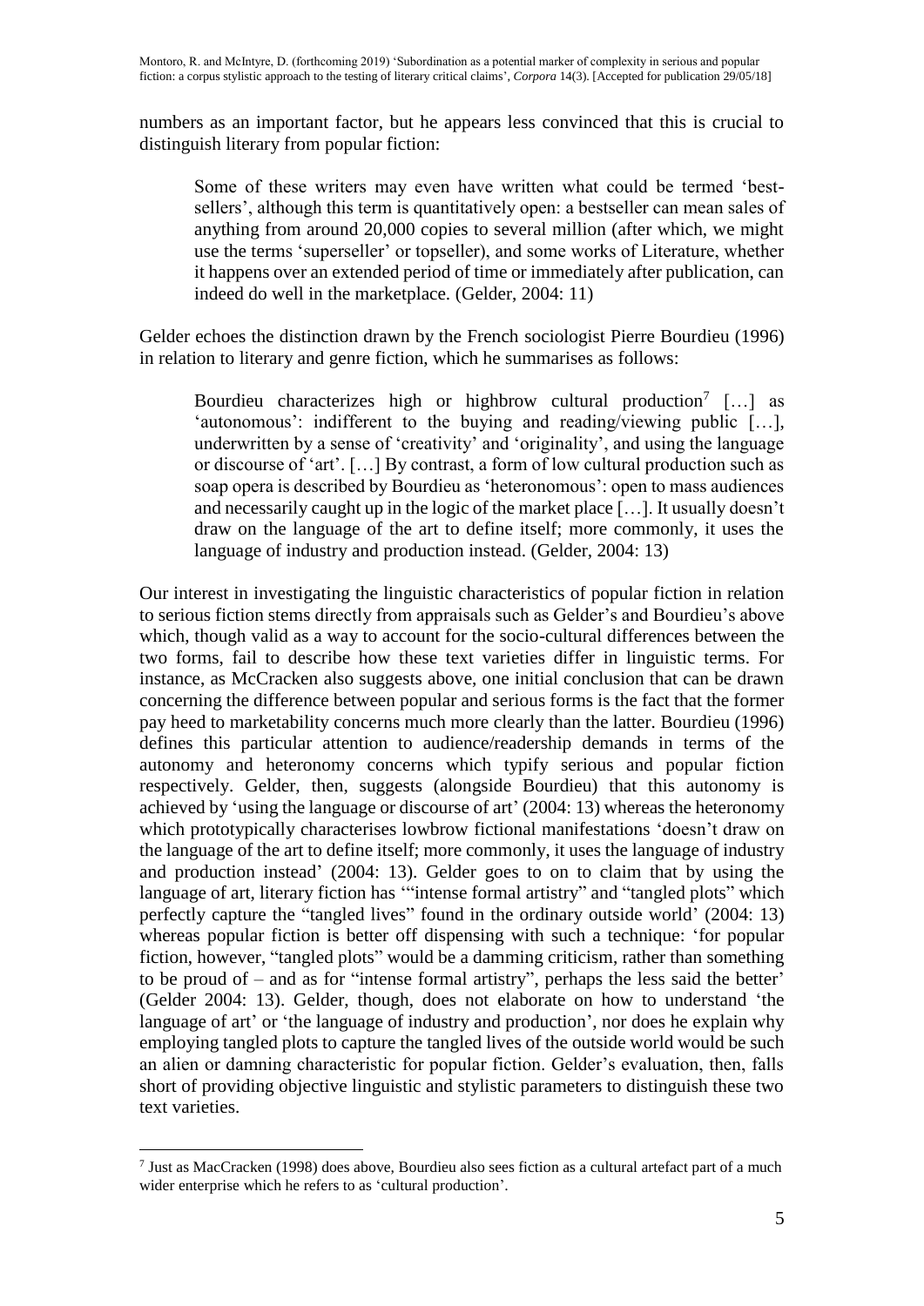numbers as an important factor, but he appears less convinced that this is crucial to distinguish literary from popular fiction:

> Some of these writers may even have written what could be termed 'best-sellers', although this term is quantitatively open: a bestseller can mean sales of anything from around 20,000 copies to several million (after which, we might use the terms 'superseller' or topseller), and some works of Literature, whether it happens over an extended period of time or immediately after publication, can indeed do well in the marketplace. (Gelder, 2004: 11)

Gelder echoes the distinction drawn by the French sociologist Pierre Bourdieu (1996) in relation to literary and genre fiction, which he summarises as follows:

> Bourdieu characterizes high or highbrow cultural production[7] […] as 'autonomous': indifferent to the buying and reading/viewing public […], underwritten by a sense of 'creativity' and 'originality', and using the language or discourse of 'art'. […] By contrast, a form of low cultural production such as soap opera is described by Bourdieu as 'heteronomous': open to mass audiences and necessarily caught up in the logic of the market place […]. It usually doesn't draw on the language of the art to define itself; more commonly, it uses the language of industry and production instead. (Gelder, 2004: 13)

Our interest in investigating the linguistic characteristics of popular fiction in relation to serious fiction stems directly from appraisals such as Gelder's and Bourdieu's above which, though valid as a way to account for the socio-cultural differences between the two forms, fail to describe how these text varieties differ in linguistic terms. For instance, as McCracken also suggests above, one initial conclusion that can be drawn concerning the difference between popular and serious forms is the fact that the former pay heed to marketability concerns much more clearly than the latter. Bourdieu (1996) defines this particular attention to audience/readership demands in terms of the autonomy and heteronomy concerns which typify serious and popular fiction respectively. Gelder, then, suggests (alongside Bourdieu) that this autonomy is achieved by 'using the language or discourse of art' (2004: 13) whereas the heteronomy which prototypically characterises lowbrow fictional manifestations 'doesn't draw on the language of the art to define itself; more commonly, it uses the language of industry and production instead' (2004: 13). Gelder goes to on to claim that by using the language of art, literary fiction has '"intense formal artistry" and "tangled plots" which perfectly capture the "tangled lives" found in the ordinary outside world' (2004: 13) whereas popular fiction is better off dispensing with such a technique: 'for popular fiction, however, "tangled plots" would be a damming criticism, rather than something to be proud of – and as for "intense formal artistry", perhaps the less said the better' (Gelder 2004: 13). Gelder, though, does not elaborate on how to understand 'the language of art' or 'the language of industry and production', nor does he explain why employing tangled plots to capture the tangled lives of the outside world would be such an alien or damning characteristic for popular fiction. Gelder's evaluation, then, falls short of providing objective linguistic and stylistic parameters to distinguish these two text varieties.

---

[7] Just as MacCracken (1998) does above, Bourdieu also sees fiction as a cultural artefact part of a much wider enterprise which he refers to as 'cultural production'.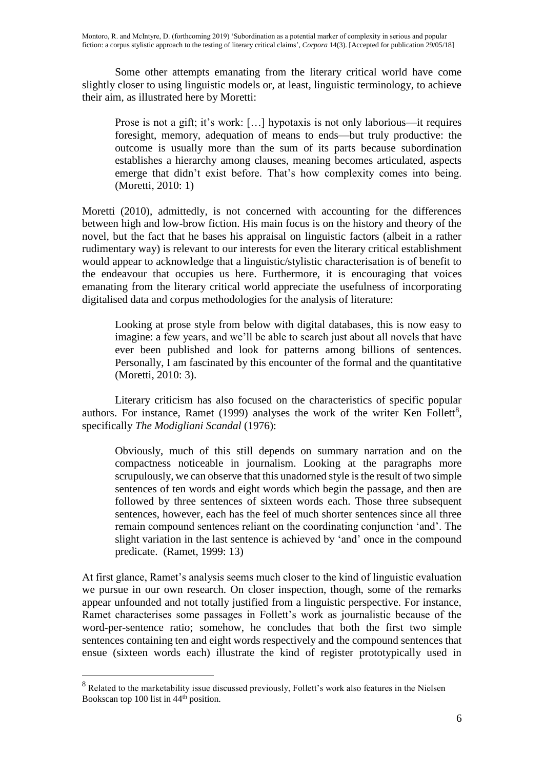Some other attempts emanating from the literary critical world have come slightly closer to using linguistic models or, at least, linguistic terminology, to achieve their aim, as illustrated here by Moretti:

> Prose is not a gift; it's work: […] hypotaxis is not only laborious—it requires foresight, memory, adequation of means to ends—but truly productive: the outcome is usually more than the sum of its parts because subordination establishes a hierarchy among clauses, meaning becomes articulated, aspects emerge that didn't exist before. That's how complexity comes into being. (Moretti, 2010: 1)

Moretti (2010), admittedly, is not concerned with accounting for the differences between high and low-brow fiction. His main focus is on the history and theory of the novel, but the fact that he bases his appraisal on linguistic factors (albeit in a rather rudimentary way) is relevant to our interests for even the literary critical establishment would appear to acknowledge that a linguistic/stylistic characterisation is of benefit to the endeavour that occupies us here. Furthermore, it is encouraging that voices emanating from the literary critical world appreciate the usefulness of incorporating digitalised data and corpus methodologies for the analysis of literature:

> Looking at prose style from below with digital databases, this is now easy to imagine: a few years, and we'll be able to search just about all novels that have ever been published and look for patterns among billions of sentences. Personally, I am fascinated by this encounter of the formal and the quantitative (Moretti, 2010: 3).

Literary criticism has also focused on the characteristics of specific popular authors. For instance, Ramet (1999) analyses the work of the writer Ken Follett[8], specifically *The Modigliani Scandal* (1976):

> Obviously, much of this still depends on summary narration and on the compactness noticeable in journalism. Looking at the paragraphs more scrupulously, we can observe that this unadorned style is the result of two simple sentences of ten words and eight words which begin the passage, and then are followed by three sentences of sixteen words each. Those three subsequent sentences, however, each has the feel of much shorter sentences since all three remain compound sentences reliant on the coordinating conjunction 'and'. The slight variation in the last sentence is achieved by 'and' once in the compound predicate. (Ramet, 1999: 13)

At first glance, Ramet's analysis seems much closer to the kind of linguistic evaluation we pursue in our own research. On closer inspection, though, some of the remarks appear unfounded and not totally justified from a linguistic perspective. For instance, Ramet characterises some passages in Follett's work as journalistic because of the word-per-sentence ratio; somehow, he concludes that both the first two simple sentences containing ten and eight words respectively and the compound sentences that ensue (sixteen words each) illustrate the kind of register prototypically used in

[8] Related to the marketability issue discussed previously, Follett's work also features in the Nielsen Bookscan top 100 list in 44th position.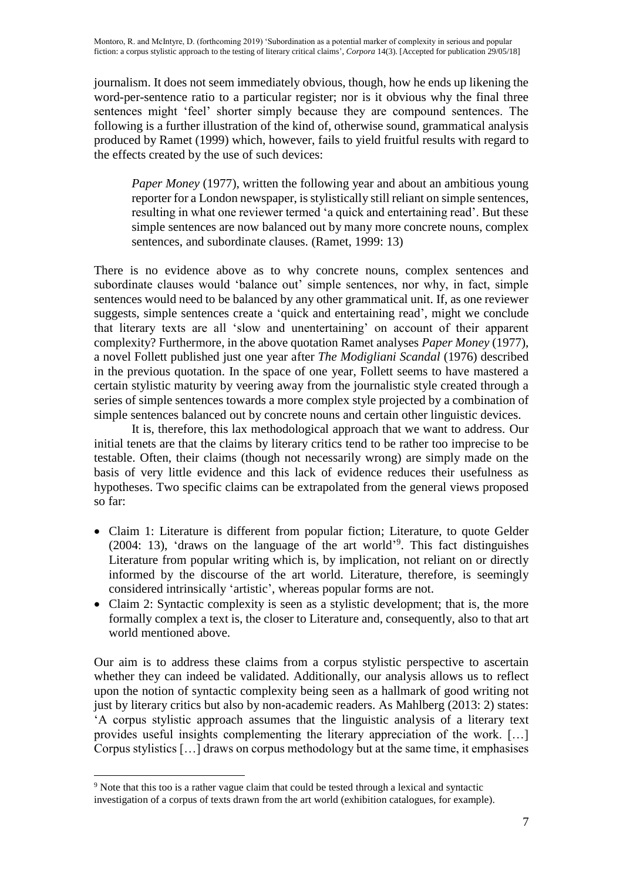journalism. It does not seem immediately obvious, though, how he ends up likening the word-per-sentence ratio to a particular register; nor is it obvious why the final three sentences might 'feel' shorter simply because they are compound sentences. The following is a further illustration of the kind of, otherwise sound, grammatical analysis produced by Ramet (1999) which, however, fails to yield fruitful results with regard to the effects created by the use of such devices:

> *Paper Money* (1977), written the following year and about an ambitious young reporter for a London newspaper, is stylistically still reliant on simple sentences, resulting in what one reviewer termed 'a quick and entertaining read'. But these simple sentences are now balanced out by many more concrete nouns, complex sentences, and subordinate clauses. (Ramet, 1999: 13)

There is no evidence above as to why concrete nouns, complex sentences and subordinate clauses would 'balance out' simple sentences, nor why, in fact, simple sentences would need to be balanced by any other grammatical unit. If, as one reviewer suggests, simple sentences create a 'quick and entertaining read', might we conclude that literary texts are all 'slow and unentertaining' on account of their apparent complexity? Furthermore, in the above quotation Ramet analyses *Paper Money* (1977), a novel Follett published just one year after *The Modigliani Scandal* (1976) described in the previous quotation. In the space of one year, Follett seems to have mastered a certain stylistic maturity by veering away from the journalistic style created through a series of simple sentences towards a more complex style projected by a combination of simple sentences balanced out by concrete nouns and certain other linguistic devices.

It is, therefore, this lax methodological approach that we want to address. Our initial tenets are that the claims by literary critics tend to be rather too imprecise to be testable. Often, their claims (though not necessarily wrong) are simply made on the basis of very little evidence and this lack of evidence reduces their usefulness as hypotheses. Two specific claims can be extrapolated from the general views proposed so far:

- Claim 1: Literature is different from popular fiction; Literature, to quote Gelder (2004: 13), 'draws on the language of the art world'[9]. This fact distinguishes Literature from popular writing which is, by implication, not reliant on or directly informed by the discourse of the art world. Literature, therefore, is seemingly considered intrinsically 'artistic', whereas popular forms are not.
- Claim 2: Syntactic complexity is seen as a stylistic development; that is, the more formally complex a text is, the closer to Literature and, consequently, also to that art world mentioned above.

Our aim is to address these claims from a corpus stylistic perspective to ascertain whether they can indeed be validated. Additionally, our analysis allows us to reflect upon the notion of syntactic complexity being seen as a hallmark of good writing not just by literary critics but also by non-academic readers. As Mahlberg (2013: 2) states: 'A corpus stylistic approach assumes that the linguistic analysis of a literary text provides useful insights complementing the literary appreciation of the work. […] Corpus stylistics […] draws on corpus methodology but at the same time, it emphasises

[9] Note that this too is a rather vague claim that could be tested through a lexical and syntactic investigation of a corpus of texts drawn from the art world (exhibition catalogues, for example).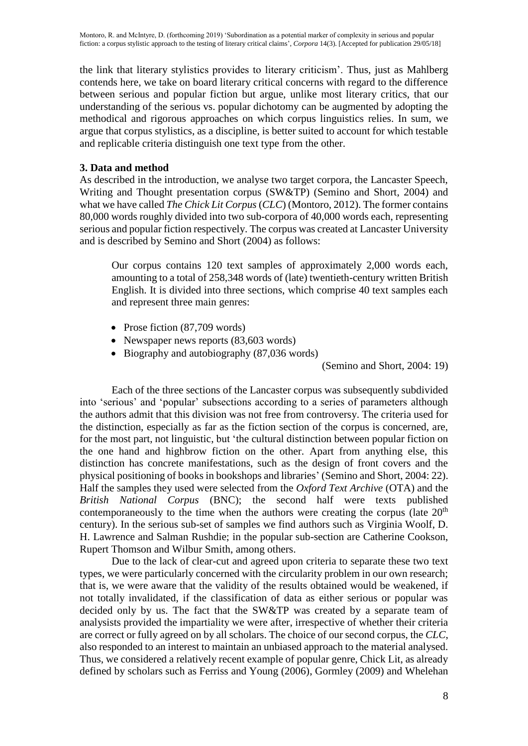the link that literary stylistics provides to literary criticism'. Thus, just as Mahlberg contends here, we take on board literary critical concerns with regard to the difference between serious and popular fiction but argue, unlike most literary critics, that our understanding of the serious vs. popular dichotomy can be augmented by adopting the methodical and rigorous approaches on which corpus linguistics relies. In sum, we argue that corpus stylistics, as a discipline, is better suited to account for which testable and replicable criteria distinguish one text type from the other.

## 3. Data and method

As described in the introduction, we analyse two target corpora, the Lancaster Speech, Writing and Thought presentation corpus (SW&TP) (Semino and Short, 2004) and what we have called *The Chick Lit Corpus* (*CLC*) (Montoro, 2012). The former contains 80,000 words roughly divided into two sub-corpora of 40,000 words each, representing serious and popular fiction respectively. The corpus was created at Lancaster University and is described by Semino and Short (2004) as follows:

> Our corpus contains 120 text samples of approximately 2,000 words each, amounting to a total of 258,348 words of (late) twentieth-century written British English. It is divided into three sections, which comprise 40 text samples each and represent three main genres:
>
> - Prose fiction (87,709 words)
> - Newspaper news reports (83,603 words)
> - Biography and autobiography (87,036 words)
>
> (Semino and Short, 2004: 19)

Each of the three sections of the Lancaster corpus was subsequently subdivided into 'serious' and 'popular' subsections according to a series of parameters although the authors admit that this division was not free from controversy. The criteria used for the distinction, especially as far as the fiction section of the corpus is concerned, are, for the most part, not linguistic, but 'the cultural distinction between popular fiction on the one hand and highbrow fiction on the other. Apart from anything else, this distinction has concrete manifestations, such as the design of front covers and the physical positioning of books in bookshops and libraries' (Semino and Short, 2004: 22). Half the samples they used were selected from the *Oxford Text Archive* (OTA) and the *British National Corpus* (BNC); the second half were texts published contemporaneously to the time when the authors were creating the corpus (late 20th century). In the serious sub-set of samples we find authors such as Virginia Woolf, D. H. Lawrence and Salman Rushdie; in the popular sub-section are Catherine Cookson, Rupert Thomson and Wilbur Smith, among others.

Due to the lack of clear-cut and agreed upon criteria to separate these two text types, we were particularly concerned with the circularity problem in our own research; that is, we were aware that the validity of the results obtained would be weakened, if not totally invalidated, if the classification of data as either serious or popular was decided only by us. The fact that the SW&TP was created by a separate team of analysists provided the impartiality we were after, irrespective of whether their criteria are correct or fully agreed on by all scholars. The choice of our second corpus, the *CLC*, also responded to an interest to maintain an unbiased approach to the material analysed. Thus, we considered a relatively recent example of popular genre, Chick Lit, as already defined by scholars such as Ferriss and Young (2006), Gormley (2009) and Whelehan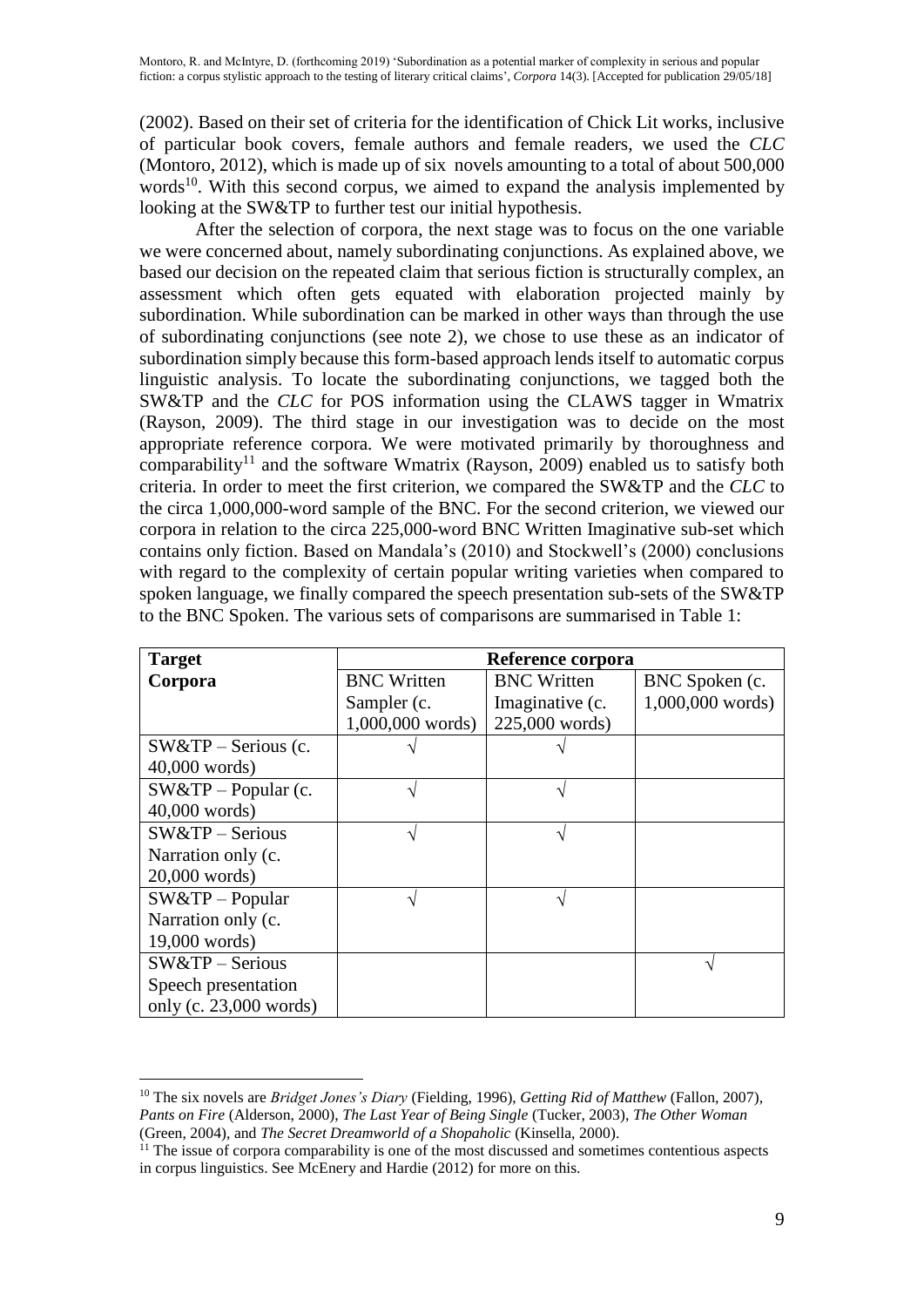(2002). Based on their set of criteria for the identification of Chick Lit works, inclusive of particular book covers, female authors and female readers, we used the *CLC* (Montoro, 2012), which is made up of six novels amounting to a total of about 500,000 words[10]. With this second corpus, we aimed to expand the analysis implemented by looking at the SW&TP to further test our initial hypothesis.

After the selection of corpora, the next stage was to focus on the one variable we were concerned about, namely subordinating conjunctions. As explained above, we based our decision on the repeated claim that serious fiction is structurally complex, an assessment which often gets equated with elaboration projected mainly by subordination. While subordination can be marked in other ways than through the use of subordinating conjunctions (see note 2), we chose to use these as an indicator of subordination simply because this form-based approach lends itself to automatic corpus linguistic analysis. To locate the subordinating conjunctions, we tagged both the SW&TP and the *CLC* for POS information using the CLAWS tagger in Wmatrix (Rayson, 2009). The third stage in our investigation was to decide on the most appropriate reference corpora. We were motivated primarily by thoroughness and comparability[11] and the software Wmatrix (Rayson, 2009) enabled us to satisfy both criteria. In order to meet the first criterion, we compared the SW&TP and the *CLC* to the circa 1,000,000-word sample of the BNC. For the second criterion, we viewed our corpora in relation to the circa 225,000-word BNC Written Imaginative sub-set which contains only fiction. Based on Mandala's (2010) and Stockwell's (2000) conclusions with regard to the complexity of certain popular writing varieties when compared to spoken language, we finally compared the speech presentation sub-sets of the SW&TP to the BNC Spoken. The various sets of comparisons are summarised in Table 1:

| **Target Corpora** | **Reference corpora** | | |
|---|---|---|---|
| | BNC Written Sampler (c. 1,000,000 words) | BNC Written Imaginative (c. 225,000 words) | BNC Spoken (c. 1,000,000 words) |
| SW&TP – Serious (c. 40,000 words) | √ | √ | |
| SW&TP – Popular (c. 40,000 words) | √ | √ | |
| SW&TP – Serious Narration only (c. 20,000 words) | √ | √ | |
| SW&TP – Popular Narration only (c. 19,000 words) | √ | √ | |
| SW&TP – Serious Speech presentation only (c. 23,000 words) | | | √ |

[10] The six novels are *Bridget Jones's Diary* (Fielding, 1996), *Getting Rid of Matthew* (Fallon, 2007), *Pants on Fire* (Alderson, 2000), *The Last Year of Being Single* (Tucker, 2003), *The Other Woman* (Green, 2004), and *The Secret Dreamworld of a Shopaholic* (Kinsella, 2000).

[11] The issue of corpora comparability is one of the most discussed and sometimes contentious aspects in corpus linguistics. See McEnery and Hardie (2012) for more on this.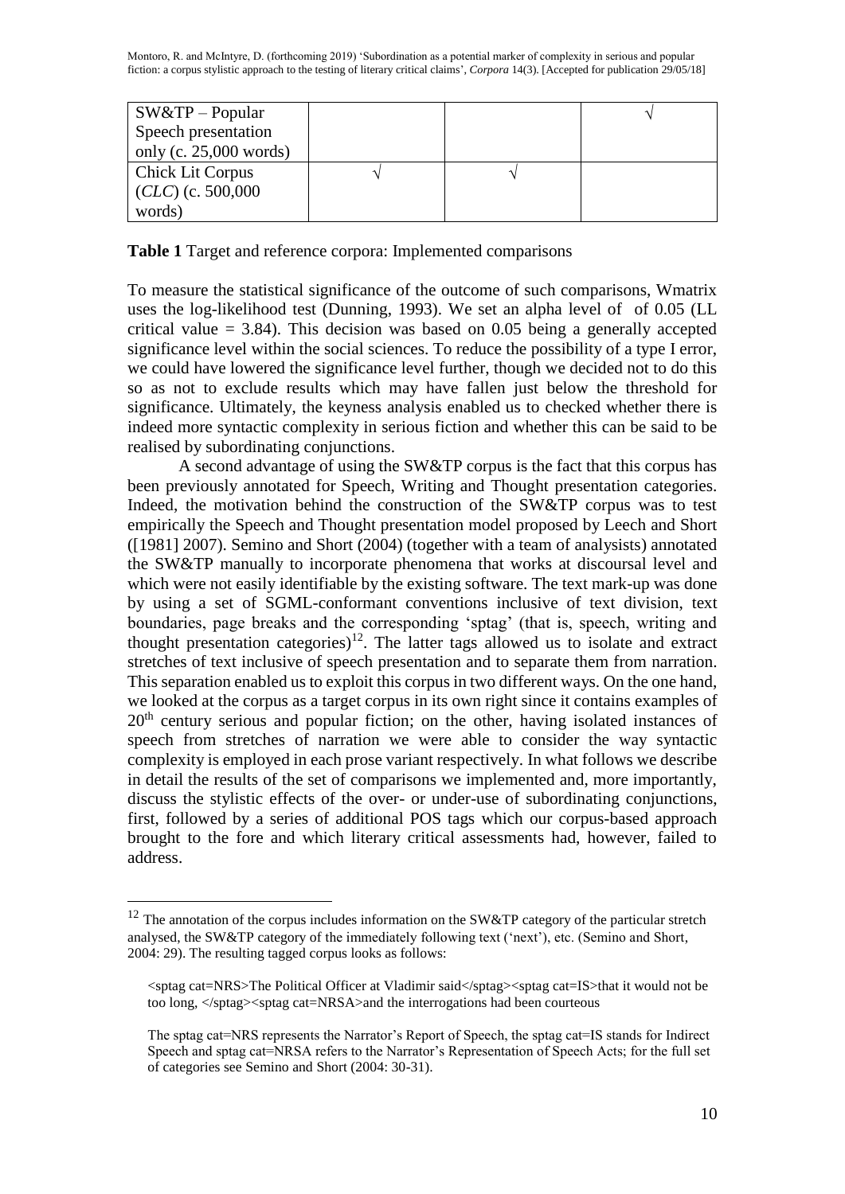| SW&TP – Popular Speech presentation only (c. 25,000 words) | | | √ |
|---|---|---|---|
| Chick Lit Corpus (*CLC*) (c. 500,000 words) | √ | √ | |

**Table 1** Target and reference corpora: Implemented comparisons

To measure the statistical significance of the outcome of such comparisons, Wmatrix uses the log-likelihood test (Dunning, 1993). We set an alpha level of of 0.05 (LL critical value = 3.84). This decision was based on 0.05 being a generally accepted significance level within the social sciences. To reduce the possibility of a type I error, we could have lowered the significance level further, though we decided not to do this so as not to exclude results which may have fallen just below the threshold for significance. Ultimately, the keyness analysis enabled us to checked whether there is indeed more syntactic complexity in serious fiction and whether this can be said to be realised by subordinating conjunctions.

A second advantage of using the SW&TP corpus is the fact that this corpus has been previously annotated for Speech, Writing and Thought presentation categories. Indeed, the motivation behind the construction of the SW&TP corpus was to test empirically the Speech and Thought presentation model proposed by Leech and Short ([1981] 2007). Semino and Short (2004) (together with a team of analysists) annotated the SW&TP manually to incorporate phenomena that works at discoursal level and which were not easily identifiable by the existing software. The text mark-up was done by using a set of SGML-conformant conventions inclusive of text division, text boundaries, page breaks and the corresponding 'sptag' (that is, speech, writing and thought presentation categories)[12]. The latter tags allowed us to isolate and extract stretches of text inclusive of speech presentation and to separate them from narration. This separation enabled us to exploit this corpus in two different ways. On the one hand, we looked at the corpus as a target corpus in its own right since it contains examples of 20th century serious and popular fiction; on the other, having isolated instances of speech from stretches of narration we were able to consider the way syntactic complexity is employed in each prose variant respectively. In what follows we describe in detail the results of the set of comparisons we implemented and, more importantly, discuss the stylistic effects of the over- or under-use of subordinating conjunctions, first, followed by a series of additional POS tags which our corpus-based approach brought to the fore and which literary critical assessments had, however, failed to address.

---

[12] The annotation of the corpus includes information on the SW&TP category of the particular stretch analysed, the SW&TP category of the immediately following text ('next'), etc. (Semino and Short, 2004: 29). The resulting tagged corpus looks as follows:

<sptag cat=NRS>The Political Officer at Vladimir said</sptag><sptag cat=IS>that it would not be too long, </sptag><sptag cat=NRSA>and the interrogations had been courteous

The sptag cat=NRS represents the Narrator's Report of Speech, the sptag cat=IS stands for Indirect Speech and sptag cat=NRSA refers to the Narrator's Representation of Speech Acts; for the full set of categories see Semino and Short (2004: 30-31).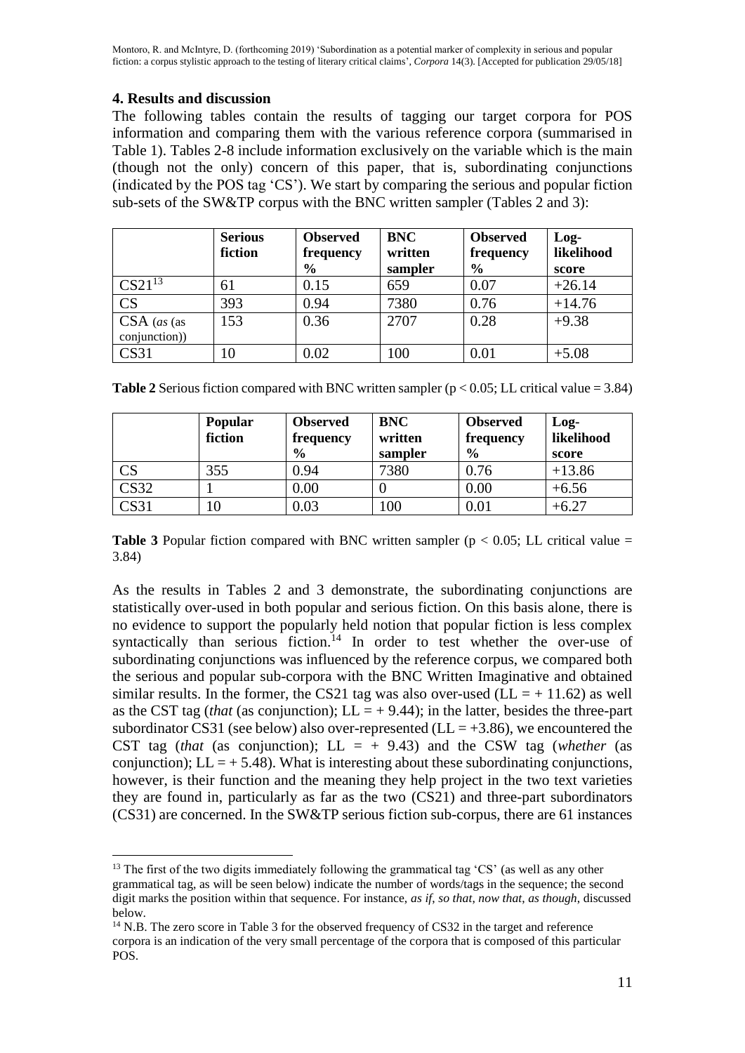## 4. Results and discussion

The following tables contain the results of tagging our target corpora for POS information and comparing them with the various reference corpora (summarised in Table 1). Tables 2-8 include information exclusively on the variable which is the main (though not the only) concern of this paper, that is, subordinating conjunctions (indicated by the POS tag 'CS'). We start by comparing the serious and popular fiction sub-sets of the SW&TP corpus with the BNC written sampler (Tables 2 and 3):

| | **Serious fiction** | **Observed frequency %** | **BNC written sampler** | **Observed frequency %** | **Log-likelihood score** |
|---|---|---|---|---|---|
| CS21[13] | 61 | 0.15 | 659 | 0.07 | +26.14 |
| CS | 393 | 0.94 | 7380 | 0.76 | +14.76 |
| CSA (*as* (as conjunction)) | 153 | 0.36 | 2707 | 0.28 | +9.38 |
| CS31 | 10 | 0.02 | 100 | 0.01 | +5.08 |

**Table 2** Serious fiction compared with BNC written sampler ($p < 0.05$; LL critical value = 3.84)

| | **Popular fiction** | **Observed frequency %** | **BNC written sampler** | **Observed frequency %** | **Log-likelihood score** |
|---|---|---|---|---|---|
| CS | 355 | 0.94 | 7380 | 0.76 | +13.86 |
| CS32 | 1 | 0.00 | 0 | 0.00 | +6.56 |
| CS31 | 10 | 0.03 | 100 | 0.01 | +6.27 |

**Table 3** Popular fiction compared with BNC written sampler ($p < 0.05$; LL critical value = 3.84)

As the results in Tables 2 and 3 demonstrate, the subordinating conjunctions are statistically over-used in both popular and serious fiction. On this basis alone, there is no evidence to support the popularly held notion that popular fiction is less complex syntactically than serious fiction.[14] In order to test whether the over-use of subordinating conjunctions was influenced by the reference corpus, we compared both the serious and popular sub-corpora with the BNC Written Imaginative and obtained similar results. In the former, the CS21 tag was also over-used (LL = + 11.62) as well as the CST tag (*that* (as conjunction); LL = + 9.44); in the latter, besides the three-part subordinator CS31 (see below) also over-represented (LL = +3.86), we encountered the CST tag (*that* (as conjunction); LL = + 9.43) and the CSW tag (*whether* (as conjunction); LL = + 5.48). What is interesting about these subordinating conjunctions, however, is their function and the meaning they help project in the two text varieties they are found in, particularly as far as the two (CS21) and three-part subordinators (CS31) are concerned. In the SW&TP serious fiction sub-corpus, there are 61 instances

[13] The first of the two digits immediately following the grammatical tag 'CS' (as well as any other grammatical tag, as will be seen below) indicate the number of words/tags in the sequence; the second digit marks the position within that sequence. For instance, *as if*, *so that*, *now that*, *as though*, discussed below.

[14] N.B. The zero score in Table 3 for the observed frequency of CS32 in the target and reference corpora is an indication of the very small percentage of the corpora that is composed of this particular POS.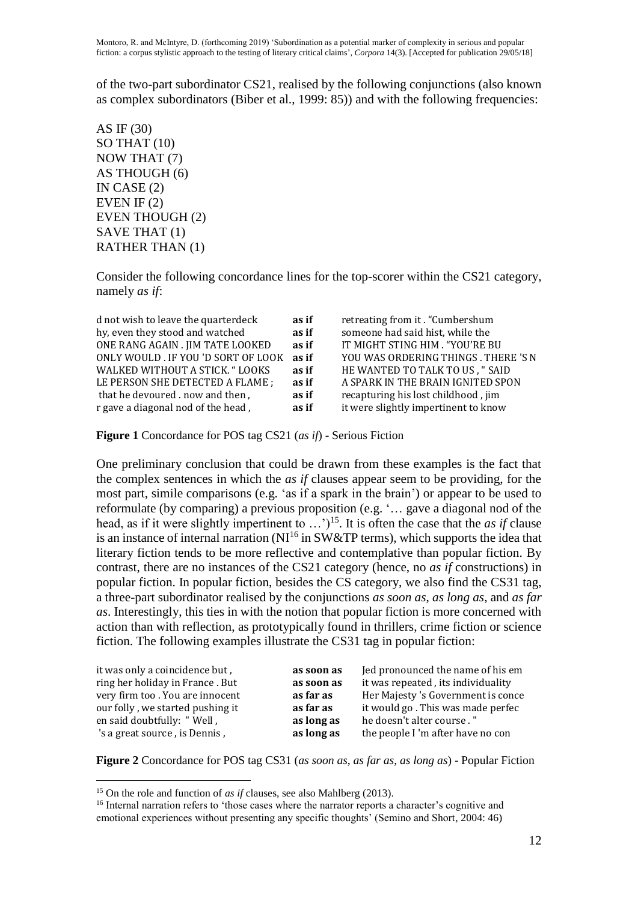of the two-part subordinator CS21, realised by the following conjunctions (also known as complex subordinators (Biber et al., 1999: 85)) and with the following frequencies:

AS IF (30)
SO THAT (10)
NOW THAT (7)
AS THOUGH (6)
IN CASE (2)
EVEN IF (2)
EVEN THOUGH (2)
SAVE THAT (1)
RATHER THAN (1)

Consider the following concordance lines for the top-scorer within the CS21 category, namely *as if*:

| | | |
|---|---|---|
| d not wish to leave the quarterdeck | **as if** | retreating from it . "Cumbershum |
| hy, even they stood and watched | **as if** | someone had said hist, while the |
| ONE RANG AGAIN . JIM TATE LOOKED | **as if** | IT MIGHT STING HIM . "YOU'RE BU |
| ONLY WOULD . IF YOU 'D SORT OF LOOK | **as if** | YOU WAS ORDERING THINGS . THERE 'S N |
| WALKED WITHOUT A STICK. " LOOKS | **as if** | HE WANTED TO TALK TO US , " SAID |
| LE PERSON SHE DETECTED A FLAME ; | **as if** | A SPARK IN THE BRAIN IGNITED SPON |
| that he devoured . now and then , | **as if** | recapturing his lost childhood , jim |
| r gave a diagonal nod of the head , | **as if** | it were slightly impertinent to know |

**Figure 1** Concordance for POS tag CS21 (*as if*) - Serious Fiction

One preliminary conclusion that could be drawn from these examples is the fact that the complex sentences in which the *as if* clauses appear seem to be providing, for the most part, simile comparisons (e.g. 'as if a spark in the brain') or appear to be used to reformulate (by comparing) a previous proposition (e.g. '… gave a diagonal nod of the head, as if it were slightly impertinent to …')[15]. It is often the case that the *as if* clause is an instance of internal narration (NI[16] in SW&TP terms), which supports the idea that literary fiction tends to be more reflective and contemplative than popular fiction. By contrast, there are no instances of the CS21 category (hence, no *as if* constructions) in popular fiction. In popular fiction, besides the CS category, we also find the CS31 tag, a three-part subordinator realised by the conjunctions *as soon as*, *as long as*, and *as far as*. Interestingly, this ties in with the notion that popular fiction is more concerned with action than with reflection, as prototypically found in thrillers, crime fiction or science fiction. The following examples illustrate the CS31 tag in popular fiction:

| | | |
|---|---|---|
| it was only a coincidence but , | **as soon as** | Jed pronounced the name of his em |
| ring her holiday in France . But | **as soon as** | it was repeated , its individuality |
| very firm too . You are innocent | **as far as** | Her Majesty 's Government is conce |
| our folly , we started pushing it | **as far as** | it would go . This was made perfec |
| en said doubtfully: " Well , | **as long as** | he doesn't alter course . " |
| 's a great source , is Dennis , | **as long as** | the people I 'm after have no con |

**Figure 2** Concordance for POS tag CS31 (*as soon as*, *as far as*, *as long as*) - Popular Fiction

[15] On the role and function of *as if* clauses, see also Mahlberg (2013).

[16] Internal narration refers to 'those cases where the narrator reports a character's cognitive and emotional experiences without presenting any specific thoughts' (Semino and Short, 2004: 46)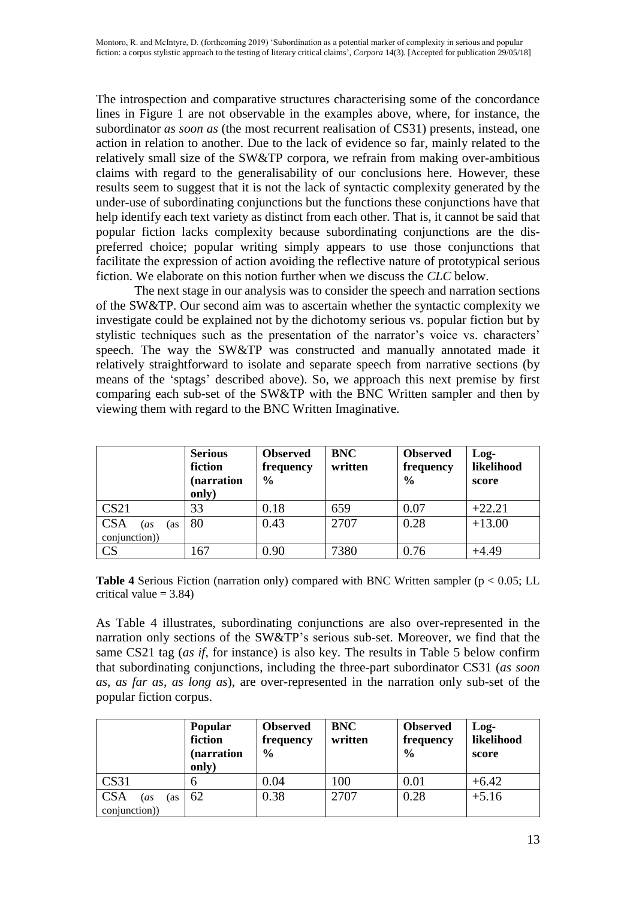The introspection and comparative structures characterising some of the concordance lines in Figure 1 are not observable in the examples above, where, for instance, the subordinator *as soon as* (the most recurrent realisation of CS31) presents, instead, one action in relation to another. Due to the lack of evidence so far, mainly related to the relatively small size of the SW&TP corpora, we refrain from making over-ambitious claims with regard to the generalisability of our conclusions here. However, these results seem to suggest that it is not the lack of syntactic complexity generated by the under-use of subordinating conjunctions but the functions these conjunctions have that help identify each text variety as distinct from each other. That is, it cannot be said that popular fiction lacks complexity because subordinating conjunctions are the dis-preferred choice; popular writing simply appears to use those conjunctions that facilitate the expression of action avoiding the reflective nature of prototypical serious fiction. We elaborate on this notion further when we discuss the *CLC* below.

The next stage in our analysis was to consider the speech and narration sections of the SW&TP. Our second aim was to ascertain whether the syntactic complexity we investigate could be explained not by the dichotomy serious vs. popular fiction but by stylistic techniques such as the presentation of the narrator's voice vs. characters' speech. The way the SW&TP was constructed and manually annotated made it relatively straightforward to isolate and separate speech from narrative sections (by means of the 'sptags' described above). So, we approach this next premise by first comparing each sub-set of the SW&TP with the BNC Written sampler and then by viewing them with regard to the BNC Written Imaginative.

| | **Serious fiction (narration only)** | **Observed frequency %** | **BNC written** | **Observed frequency %** | **Log-likelihood score** |
|---|---|---|---|---|---|
| CS21 | 33 | 0.18 | 659 | 0.07 | +22.21 |
| CSA (*as* (as conjunction)) | 80 | 0.43 | 2707 | 0.28 | +13.00 |
| CS | 167 | 0.90 | 7380 | 0.76 | +4.49 |

**Table 4** Serious Fiction (narration only) compared with BNC Written sampler ($p < 0.05$; LL critical value = 3.84)

As Table 4 illustrates, subordinating conjunctions are also over-represented in the narration only sections of the SW&TP's serious sub-set. Moreover, we find that the same CS21 tag (*as if*, for instance) is also key. The results in Table 5 below confirm that subordinating conjunctions, including the three-part subordinator CS31 (*as soon as*, *as far as*, *as long as*), are over-represented in the narration only sub-set of the popular fiction corpus.

| | **Popular fiction (narration only)** | **Observed frequency %** | **BNC written** | **Observed frequency %** | **Log-likelihood score** |
|---|---|---|---|---|---|
| CS31 | 6 | 0.04 | 100 | 0.01 | +6.42 |
| CSA (*as* (as conjunction)) | 62 | 0.38 | 2707 | 0.28 | +5.16 |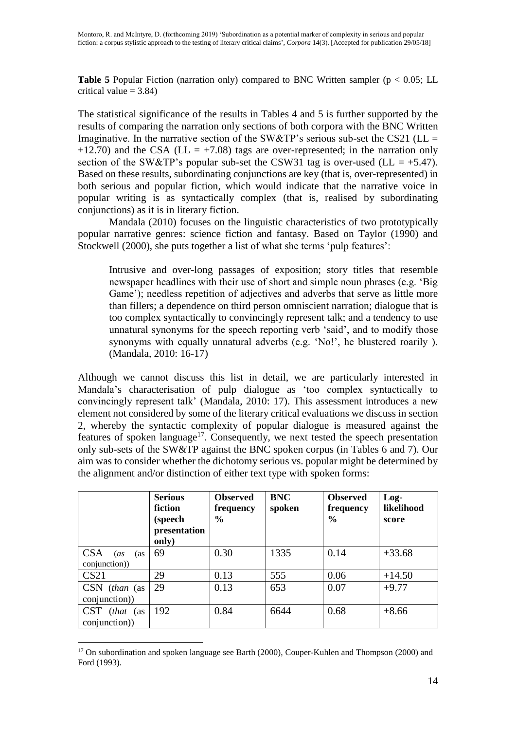**Table 5** Popular Fiction (narration only) compared to BNC Written sampler ($p < 0.05$; LL critical value = 3.84)

The statistical significance of the results in Tables 4 and 5 is further supported by the results of comparing the narration only sections of both corpora with the BNC Written Imaginative. In the narrative section of the SW&TP's serious sub-set the CS21 (LL = +12.70) and the CSA (LL = +7.08) tags are over-represented; in the narration only section of the SW&TP's popular sub-set the CSW31 tag is over-used (LL = +5.47). Based on these results, subordinating conjunctions are key (that is, over-represented) in both serious and popular fiction, which would indicate that the narrative voice in popular writing is as syntactically complex (that is, realised by subordinating conjunctions) as it is in literary fiction.

Mandala (2010) focuses on the linguistic characteristics of two prototypically popular narrative genres: science fiction and fantasy. Based on Taylor (1990) and Stockwell (2000), she puts together a list of what she terms 'pulp features':

> Intrusive and over-long passages of exposition; story titles that resemble newspaper headlines with their use of short and simple noun phrases (e.g. 'Big Game'); needless repetition of adjectives and adverbs that serve as little more than fillers; a dependence on third person omniscient narration; dialogue that is too complex syntactically to convincingly represent talk; and a tendency to use unnatural synonyms for the speech reporting verb 'said', and to modify those synonyms with equally unnatural adverbs (e.g. 'No!', he blustered roarily ). (Mandala, 2010: 16-17)

Although we cannot discuss this list in detail, we are particularly interested in Mandala's characterisation of pulp dialogue as 'too complex syntactically to convincingly represent talk' (Mandala, 2010: 17). This assessment introduces a new element not considered by some of the literary critical evaluations we discuss in section 2, whereby the syntactic complexity of popular dialogue is measured against the features of spoken language[17]. Consequently, we next tested the speech presentation only sub-sets of the SW&TP against the BNC spoken corpus (in Tables 6 and 7). Our aim was to consider whether the dichotomy serious vs. popular might be determined by the alignment and/or distinction of either text type with spoken forms:

| | **Serious fiction (speech presentation only)** | **Observed frequency %** | **BNC spoken** | **Observed frequency %** | **Log-likelihood score** |
|---|---|---|---|---|---|
| CSA (*as* (as conjunction)) | 69 | 0.30 | 1335 | 0.14 | +33.68 |
| CS21 | 29 | 0.13 | 555 | 0.06 | +14.50 |
| CSN (*than* (as conjunction)) | 29 | 0.13 | 653 | 0.07 | +9.77 |
| CST (*that* (as conjunction)) | 192 | 0.84 | 6644 | 0.68 | +8.66 |

[17] On subordination and spoken language see Barth (2000), Couper-Kuhlen and Thompson (2000) and Ford (1993).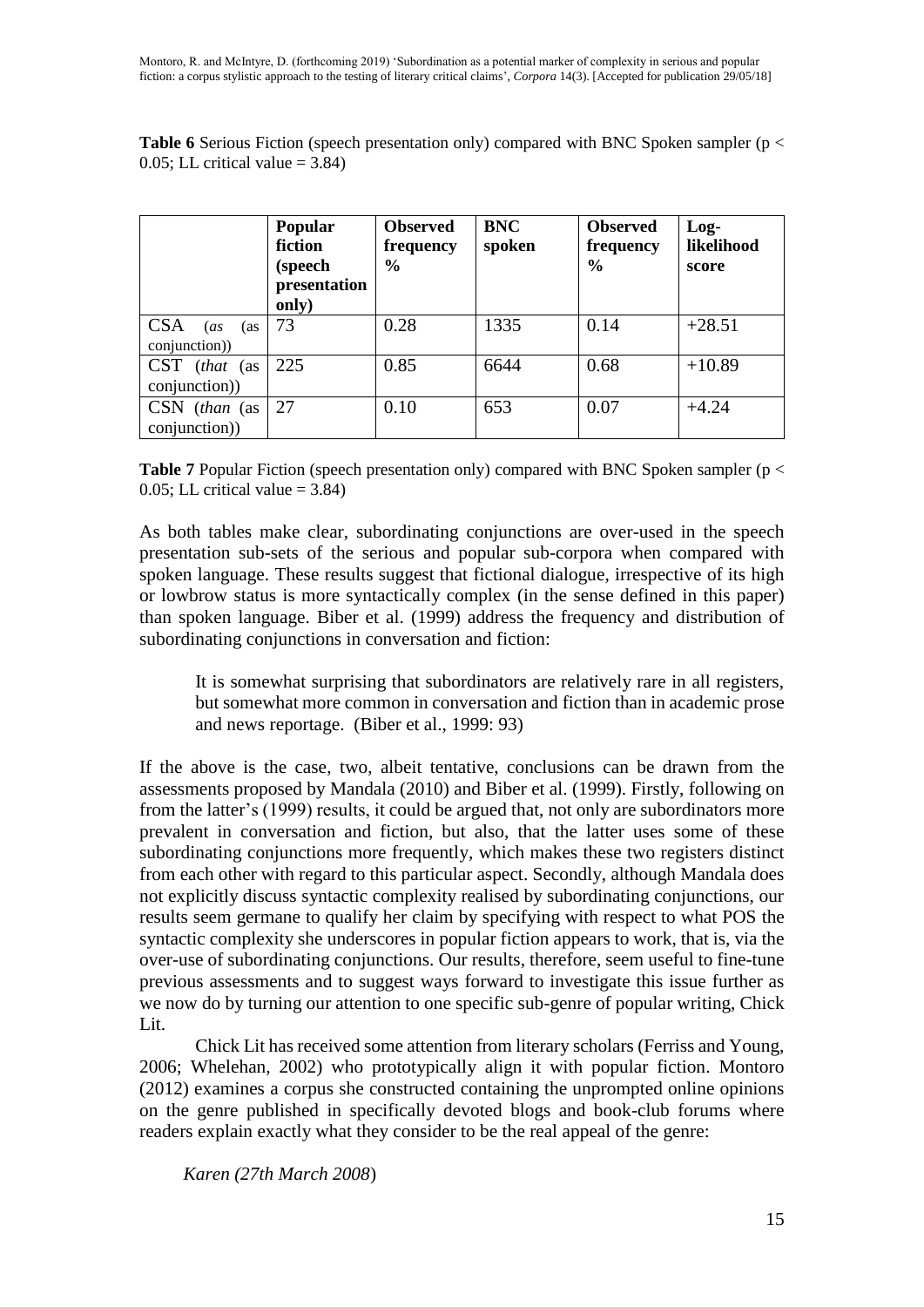**Table 6** Serious Fiction (speech presentation only) compared with BNC Spoken sampler ($p < 0.05$; LL critical value = 3.84)

| | **Popular fiction (speech presentation only)** | **Observed frequency %** | **BNC spoken** | **Observed frequency %** | **Log-likelihood score** |
|---|---|---|---|---|---|
| CSA (*as* (as conjunction)) | 73 | 0.28 | 1335 | 0.14 | +28.51 |
| CST (*that* (as conjunction)) | 225 | 0.85 | 6644 | 0.68 | +10.89 |
| CSN (*than* (as conjunction)) | 27 | 0.10 | 653 | 0.07 | +4.24 |

**Table 7** Popular Fiction (speech presentation only) compared with BNC Spoken sampler ($p < 0.05$; LL critical value = 3.84)

As both tables make clear, subordinating conjunctions are over-used in the speech presentation sub-sets of the serious and popular sub-corpora when compared with spoken language. These results suggest that fictional dialogue, irrespective of its high or lowbrow status is more syntactically complex (in the sense defined in this paper) than spoken language. Biber et al. (1999) address the frequency and distribution of subordinating conjunctions in conversation and fiction:

> It is somewhat surprising that subordinators are relatively rare in all registers, but somewhat more common in conversation and fiction than in academic prose and news reportage. (Biber et al., 1999: 93)

If the above is the case, two, albeit tentative, conclusions can be drawn from the assessments proposed by Mandala (2010) and Biber et al. (1999). Firstly, following on from the latter's (1999) results, it could be argued that, not only are subordinators more prevalent in conversation and fiction, but also, that the latter uses some of these subordinating conjunctions more frequently, which makes these two registers distinct from each other with regard to this particular aspect. Secondly, although Mandala does not explicitly discuss syntactic complexity realised by subordinating conjunctions, our results seem germane to qualify her claim by specifying with respect to what POS the syntactic complexity she underscores in popular fiction appears to work, that is, via the over-use of subordinating conjunctions. Our results, therefore, seem useful to fine-tune previous assessments and to suggest ways forward to investigate this issue further as we now do by turning our attention to one specific sub-genre of popular writing, Chick Lit.

Chick Lit has received some attention from literary scholars (Ferriss and Young, 2006; Whelehan, 2002) who prototypically align it with popular fiction. Montoro (2012) examines a corpus she constructed containing the unprompted online opinions on the genre published in specifically devoted blogs and book-club forums where readers explain exactly what they consider to be the real appeal of the genre:

*Karen (27th March 2008*)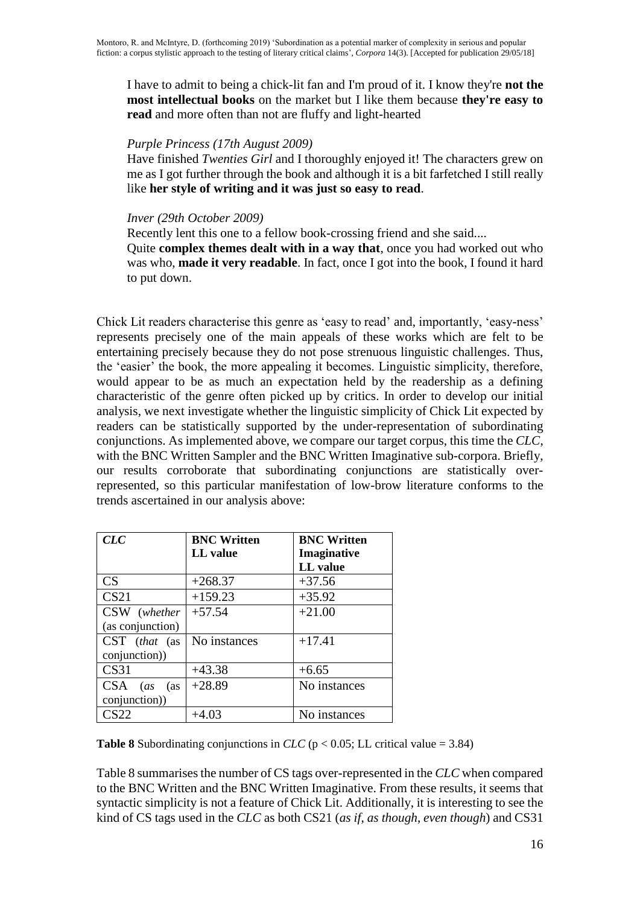> I have to admit to being a chick-lit fan and I'm proud of it. I know they're **not the most intellectual books** on the market but I like them because **they're easy to read** and more often than not are fluffy and light-hearted
>
> *Purple Princess (17th August 2009)*
> Have finished *Twenties Girl* and I thoroughly enjoyed it! The characters grew on me as I got further through the book and although it is a bit farfetched I still really like **her style of writing and it was just so easy to read**.
>
> *Inver (29th October 2009)*
> Recently lent this one to a fellow book-crossing friend and she said....
> Quite **complex themes dealt with in a way that**, once you had worked out who was who, **made it very readable**. In fact, once I got into the book, I found it hard to put down.

Chick Lit readers characterise this genre as 'easy to read' and, importantly, 'easy-ness' represents precisely one of the main appeals of these works which are felt to be entertaining precisely because they do not pose strenuous linguistic challenges. Thus, the 'easier' the book, the more appealing it becomes. Linguistic simplicity, therefore, would appear to be as much an expectation held by the readership as a defining characteristic of the genre often picked up by critics. In order to develop our initial analysis, we next investigate whether the linguistic simplicity of Chick Lit expected by readers can be statistically supported by the under-representation of subordinating conjunctions. As implemented above, we compare our target corpus, this time the *CLC*, with the BNC Written Sampler and the BNC Written Imaginative sub-corpora. Briefly, our results corroborate that subordinating conjunctions are statistically over-represented, so this particular manifestation of low-brow literature conforms to the trends ascertained in our analysis above:

| ***CLC*** | **BNC Written LL value** | **BNC Written Imaginative LL value** |
|---|---|---|
| CS | +268.37 | +37.56 |
| CS21 | +159.23 | +35.92 |
| CSW (*whether* (as conjunction) | +57.54 | +21.00 |
| CST (*that* (as conjunction)) | No instances | +17.41 |
| CS31 | +43.38 | +6.65 |
| CSA (*as* (as conjunction)) | +28.89 | No instances |
| CS22 | +4.03 | No instances |

**Table 8** Subordinating conjunctions in *CLC* ($p < 0.05$; LL critical value = 3.84)

Table 8 summarises the number of CS tags over-represented in the *CLC* when compared to the BNC Written and the BNC Written Imaginative. From these results, it seems that syntactic simplicity is not a feature of Chick Lit. Additionally, it is interesting to see the kind of CS tags used in the *CLC* as both CS21 (*as if*, *as though*, *even though*) and CS31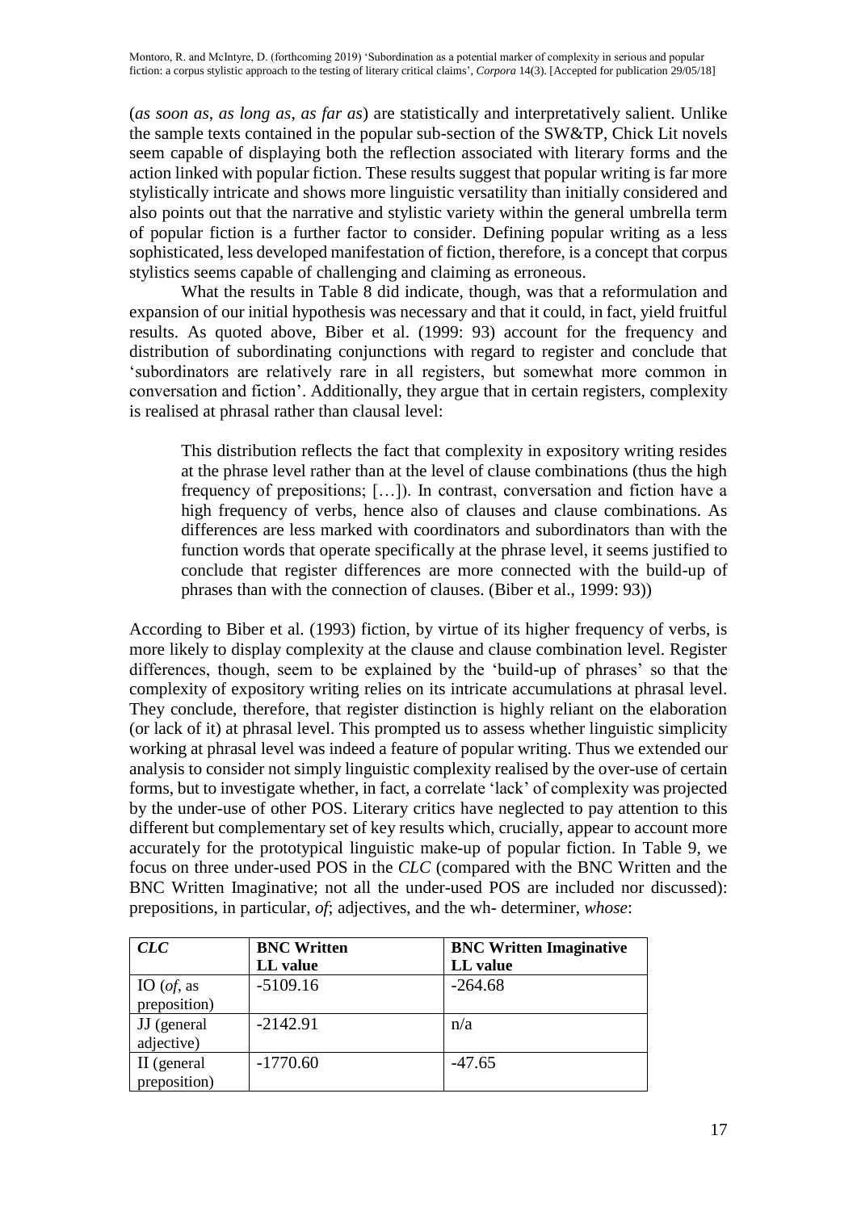(*as soon as*, *as long as*, *as far as*) are statistically and interpretatively salient. Unlike the sample texts contained in the popular sub-section of the SW&TP, Chick Lit novels seem capable of displaying both the reflection associated with literary forms and the action linked with popular fiction. These results suggest that popular writing is far more stylistically intricate and shows more linguistic versatility than initially considered and also points out that the narrative and stylistic variety within the general umbrella term of popular fiction is a further factor to consider. Defining popular writing as a less sophisticated, less developed manifestation of fiction, therefore, is a concept that corpus stylistics seems capable of challenging and claiming as erroneous.

What the results in Table 8 did indicate, though, was that a reformulation and expansion of our initial hypothesis was necessary and that it could, in fact, yield fruitful results. As quoted above, Biber et al. (1999: 93) account for the frequency and distribution of subordinating conjunctions with regard to register and conclude that 'subordinators are relatively rare in all registers, but somewhat more common in conversation and fiction'. Additionally, they argue that in certain registers, complexity is realised at phrasal rather than clausal level:

> This distribution reflects the fact that complexity in expository writing resides at the phrase level rather than at the level of clause combinations (thus the high frequency of prepositions; […]). In contrast, conversation and fiction have a high frequency of verbs, hence also of clauses and clause combinations. As differences are less marked with coordinators and subordinators than with the function words that operate specifically at the phrase level, it seems justified to conclude that register differences are more connected with the build-up of phrases than with the connection of clauses. (Biber et al., 1999: 93))

According to Biber et al. (1993) fiction, by virtue of its higher frequency of verbs, is more likely to display complexity at the clause and clause combination level. Register differences, though, seem to be explained by the 'build-up of phrases' so that the complexity of expository writing relies on its intricate accumulations at phrasal level. They conclude, therefore, that register distinction is highly reliant on the elaboration (or lack of it) at phrasal level. This prompted us to assess whether linguistic simplicity working at phrasal level was indeed a feature of popular writing. Thus we extended our analysis to consider not simply linguistic complexity realised by the over-use of certain forms, but to investigate whether, in fact, a correlate 'lack' of complexity was projected by the under-use of other POS. Literary critics have neglected to pay attention to this different but complementary set of key results which, crucially, appear to account more accurately for the prototypical linguistic make-up of popular fiction. In Table 9, we focus on three under-used POS in the *CLC* (compared with the BNC Written and the BNC Written Imaginative; not all the under-used POS are included nor discussed): prepositions, in particular, *of*; adjectives, and the wh- determiner, *whose*:

| ***CLC*** | **BNC Written LL value** | **BNC Written Imaginative LL value** |
|---|---|---|
| IO (*of*, as preposition) | -5109.16 | -264.68 |
| JJ (general adjective) | -2142.91 | n/a |
| II (general preposition) | -1770.60 | -47.65 |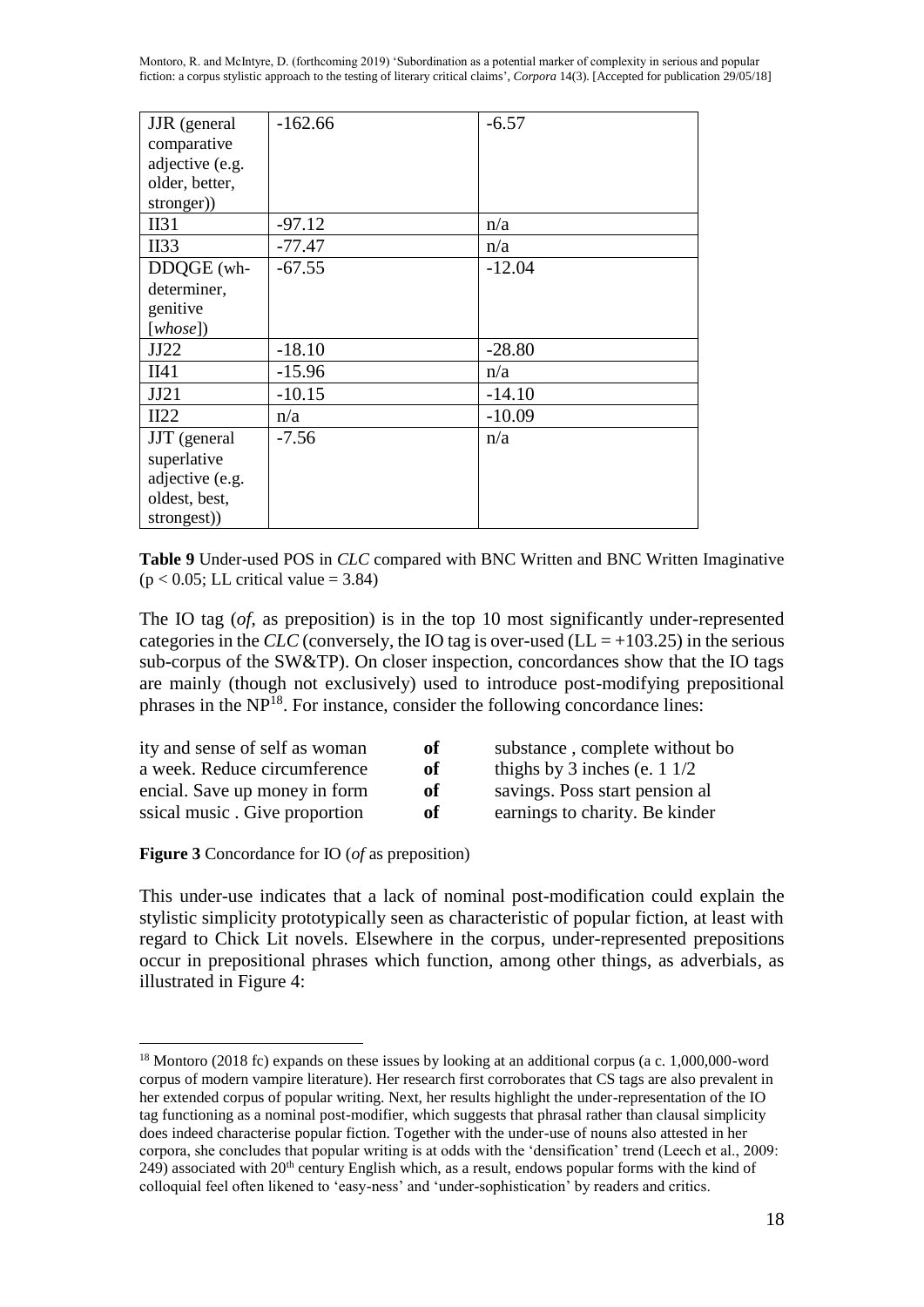| JJR (general comparative adjective (e.g. older, better, stronger)) | -162.66 | -6.57 |
|---|---|---|
| II31 | -97.12 | n/a |
| II33 | -77.47 | n/a |
| DDQGE (wh-determiner, genitive [*whose*]) | -67.55 | -12.04 |
| JJ22 | -18.10 | -28.80 |
| II41 | -15.96 | n/a |
| JJ21 | -10.15 | -14.10 |
| II22 | n/a | -10.09 |
| JJT (general superlative adjective (e.g. oldest, best, strongest)) | -7.56 | n/a |

**Table 9** Under-used POS in *CLC* compared with BNC Written and BNC Written Imaginative ($p < 0.05$; LL critical value = 3.84)

The IO tag (*of*, as preposition) is in the top 10 most significantly under-represented categories in the *CLC* (conversely, the IO tag is over-used (LL = +103.25) in the serious sub-corpus of the SW&TP). On closer inspection, concordances show that the IO tags are mainly (though not exclusively) used to introduce post-modifying prepositional phrases in the NP[18]. For instance, consider the following concordance lines:

| | | |
|---|---|---|
| ity and sense of self as woman | **of** | substance , complete without bo |
| a week. Reduce circumference | **of** | thighs by 3 inches (e. 1 1/2 |
| encial. Save up money in form | **of** | savings. Poss start pension al |
| ssical music . Give proportion | **of** | earnings to charity. Be kinder |

**Figure 3** Concordance for IO (*of* as preposition)

This under-use indicates that a lack of nominal post-modification could explain the stylistic simplicity prototypically seen as characteristic of popular fiction, at least with regard to Chick Lit novels. Elsewhere in the corpus, under-represented prepositions occur in prepositional phrases which function, among other things, as adverbials, as illustrated in Figure 4:

[18] Montoro (2018 fc) expands on these issues by looking at an additional corpus (a c. 1,000,000-word corpus of modern vampire literature). Her research first corroborates that CS tags are also prevalent in her extended corpus of popular writing. Next, her results highlight the under-representation of the IO tag functioning as a nominal post-modifier, which suggests that phrasal rather than clausal simplicity does indeed characterise popular fiction. Together with the under-use of nouns also attested in her corpora, she concludes that popular writing is at odds with the 'densification' trend (Leech et al., 2009: 249) associated with 20th century English which, as a result, endows popular forms with the kind of colloquial feel often likened to 'easy-ness' and 'under-sophistication' by readers and critics.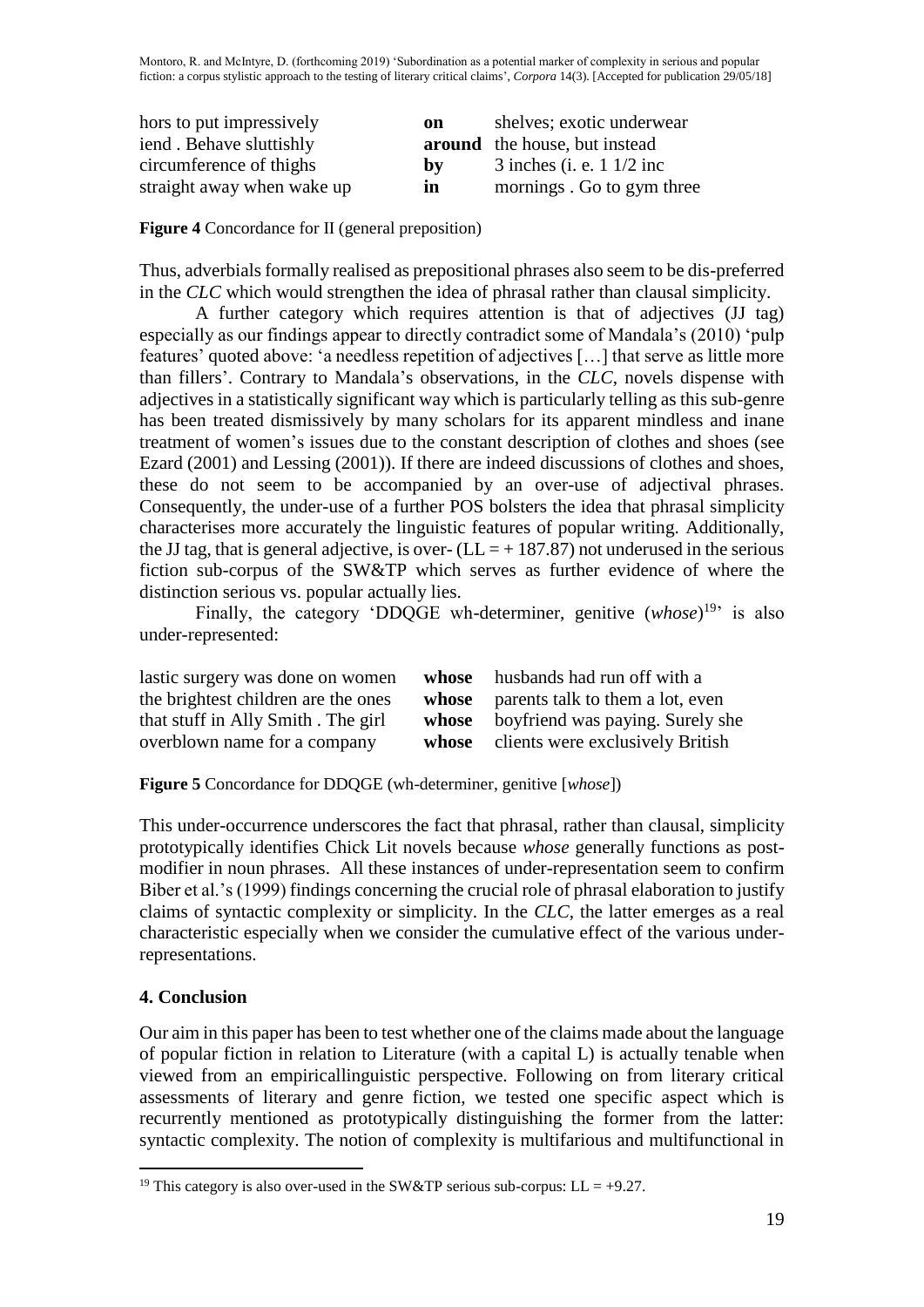| | | |
|---|---|---|
| hors to put impressively | **on** | shelves; exotic underwear |
| iend . Behave sluttishly | **around** | the house, but instead |
| circumference of thighs | **by** | 3 inches (i. e. 1 1/2 inc |
| straight away when wake up | **in** | mornings . Go to gym three |

**Figure 4** Concordance for II (general preposition)

Thus, adverbials formally realised as prepositional phrases also seem to be dis-preferred in the *CLC* which would strengthen the idea of phrasal rather than clausal simplicity.

A further category which requires attention is that of adjectives (JJ tag) especially as our findings appear to directly contradict some of Mandala's (2010) 'pulp features' quoted above: 'a needless repetition of adjectives […] that serve as little more than fillers'. Contrary to Mandala's observations, in the *CLC*, novels dispense with adjectives in a statistically significant way which is particularly telling as this sub-genre has been treated dismissively by many scholars for its apparent mindless and inane treatment of women's issues due to the constant description of clothes and shoes (see Ezard (2001) and Lessing (2001)). If there are indeed discussions of clothes and shoes, these do not seem to be accompanied by an over-use of adjectival phrases. Consequently, the under-use of a further POS bolsters the idea that phrasal simplicity characterises more accurately the linguistic features of popular writing. Additionally, the JJ tag, that is general adjective, is over- (LL = + 187.87) not underused in the serious fiction sub-corpus of the SW&TP which serves as further evidence of where the distinction serious vs. popular actually lies.

Finally, the category 'DDQGE wh-determiner, genitive (*whose*)[19]' is also under-represented:

| | | |
|---|---|---|
| lastic surgery was done on women | **whose** | husbands had run off with a |
| the brightest children are the ones | **whose** | parents talk to them a lot, even |
| that stuff in Ally Smith . The girl | **whose** | boyfriend was paying. Surely she |
| overblown name for a company | **whose** | clients were exclusively British |

**Figure 5** Concordance for DDQGE (wh-determiner, genitive [*whose*])

This under-occurrence underscores the fact that phrasal, rather than clausal, simplicity prototypically identifies Chick Lit novels because *whose* generally functions as post-modifier in noun phrases. All these instances of under-representation seem to confirm Biber et al.'s (1999) findings concerning the crucial role of phrasal elaboration to justify claims of syntactic complexity or simplicity. In the *CLC*, the latter emerges as a real characteristic especially when we consider the cumulative effect of the various under-representations.

## 4. Conclusion

Our aim in this paper has been to test whether one of the claims made about the language of popular fiction in relation to Literature (with a capital L) is actually tenable when viewed from an empiricallinguistic perspective. Following on from literary critical assessments of literary and genre fiction, we tested one specific aspect which is recurrently mentioned as prototypically distinguishing the former from the latter: syntactic complexity. The notion of complexity is multifarious and multifunctional in

[19] This category is also over-used in the SW&TP serious sub-corpus: LL = +9.27.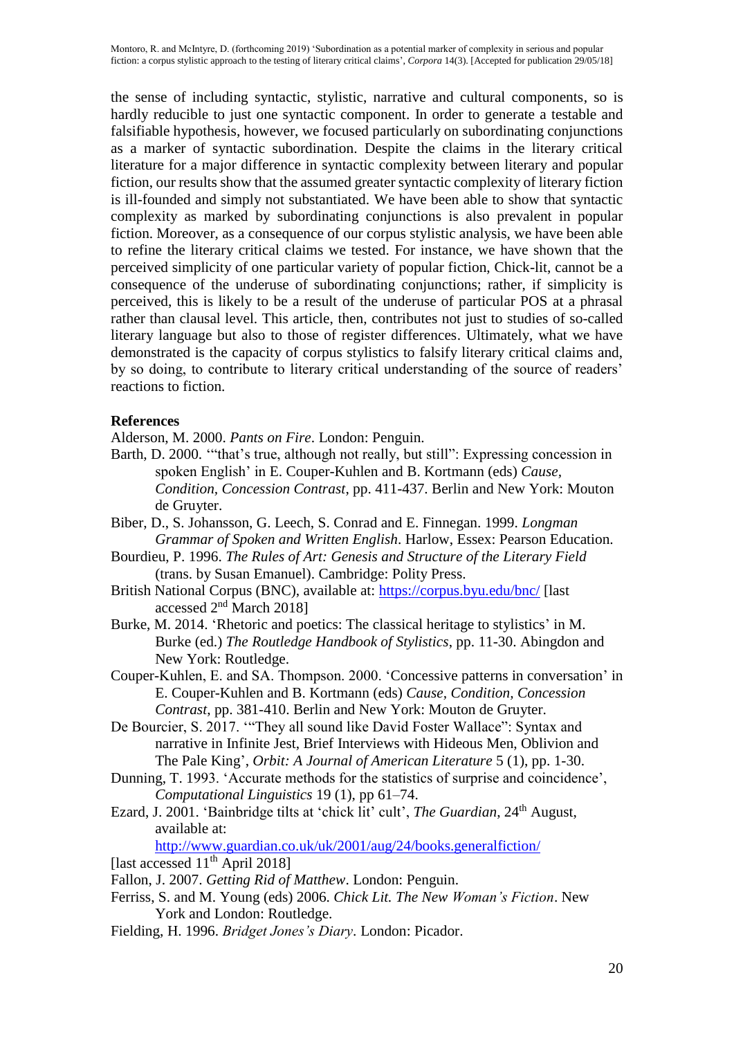the sense of including syntactic, stylistic, narrative and cultural components, so is hardly reducible to just one syntactic component. In order to generate a testable and falsifiable hypothesis, however, we focused particularly on subordinating conjunctions as a marker of syntactic subordination. Despite the claims in the literary critical literature for a major difference in syntactic complexity between literary and popular fiction, our results show that the assumed greater syntactic complexity of literary fiction is ill-founded and simply not substantiated. We have been able to show that syntactic complexity as marked by subordinating conjunctions is also prevalent in popular fiction. Moreover, as a consequence of our corpus stylistic analysis, we have been able to refine the literary critical claims we tested. For instance, we have shown that the perceived simplicity of one particular variety of popular fiction, Chick-lit, cannot be a consequence of the underuse of subordinating conjunctions; rather, if simplicity is perceived, this is likely to be a result of the underuse of particular POS at a phrasal rather than clausal level. This article, then, contributes not just to studies of so-called literary language but also to those of register differences. Ultimately, what we have demonstrated is the capacity of corpus stylistics to falsify literary critical claims and, by so doing, to contribute to literary critical understanding of the source of readers' reactions to fiction.

**References**

Alderson, M. 2000. *Pants on Fire*. London: Penguin.

Barth, D. 2000. '"that's true, although not really, but still": Expressing concession in spoken English' in E. Couper-Kuhlen and B. Kortmann (eds) *Cause, Condition, Concession Contrast*, pp. 411-437. Berlin and New York: Mouton de Gruyter.

Biber, D., S. Johansson, G. Leech, S. Conrad and E. Finnegan. 1999. *Longman Grammar of Spoken and Written English*. Harlow, Essex: Pearson Education.

Bourdieu, P. 1996. *The Rules of Art: Genesis and Structure of the Literary Field* (trans. by Susan Emanuel). Cambridge: Polity Press.

British National Corpus (BNC), available at: https://corpus.byu.edu/bnc/ [last accessed 2nd March 2018]

Burke, M. 2014. 'Rhetoric and poetics: The classical heritage to stylistics' in M. Burke (ed.) *The Routledge Handbook of Stylistics*, pp. 11-30. Abingdon and New York: Routledge.

Couper-Kuhlen, E. and SA. Thompson. 2000. 'Concessive patterns in conversation' in E. Couper-Kuhlen and B. Kortmann (eds) *Cause, Condition, Concession Contrast*, pp. 381-410. Berlin and New York: Mouton de Gruyter.

De Bourcier, S. 2017. '"They all sound like David Foster Wallace": Syntax and narrative in Infinite Jest, Brief Interviews with Hideous Men, Oblivion and The Pale King', *Orbit: A Journal of American Literature* 5 (1), pp. 1-30.

Dunning, T. 1993. 'Accurate methods for the statistics of surprise and coincidence', *Computational Linguistics* 19 (1), pp 61–74.

Ezard, J. 2001. 'Bainbridge tilts at 'chick lit' cult', *The Guardian*, 24th August, available at: http://www.guardian.co.uk/uk/2001/aug/24/books.generalfiction/ [last accessed 11th April 2018]

Fallon, J. 2007. *Getting Rid of Matthew*. London: Penguin.

Ferriss, S. and M. Young (eds) 2006. *Chick Lit. The New Woman's Fiction*. New York and London: Routledge.

Fielding, H. 1996. *Bridget Jones's Diary*. London: Picador.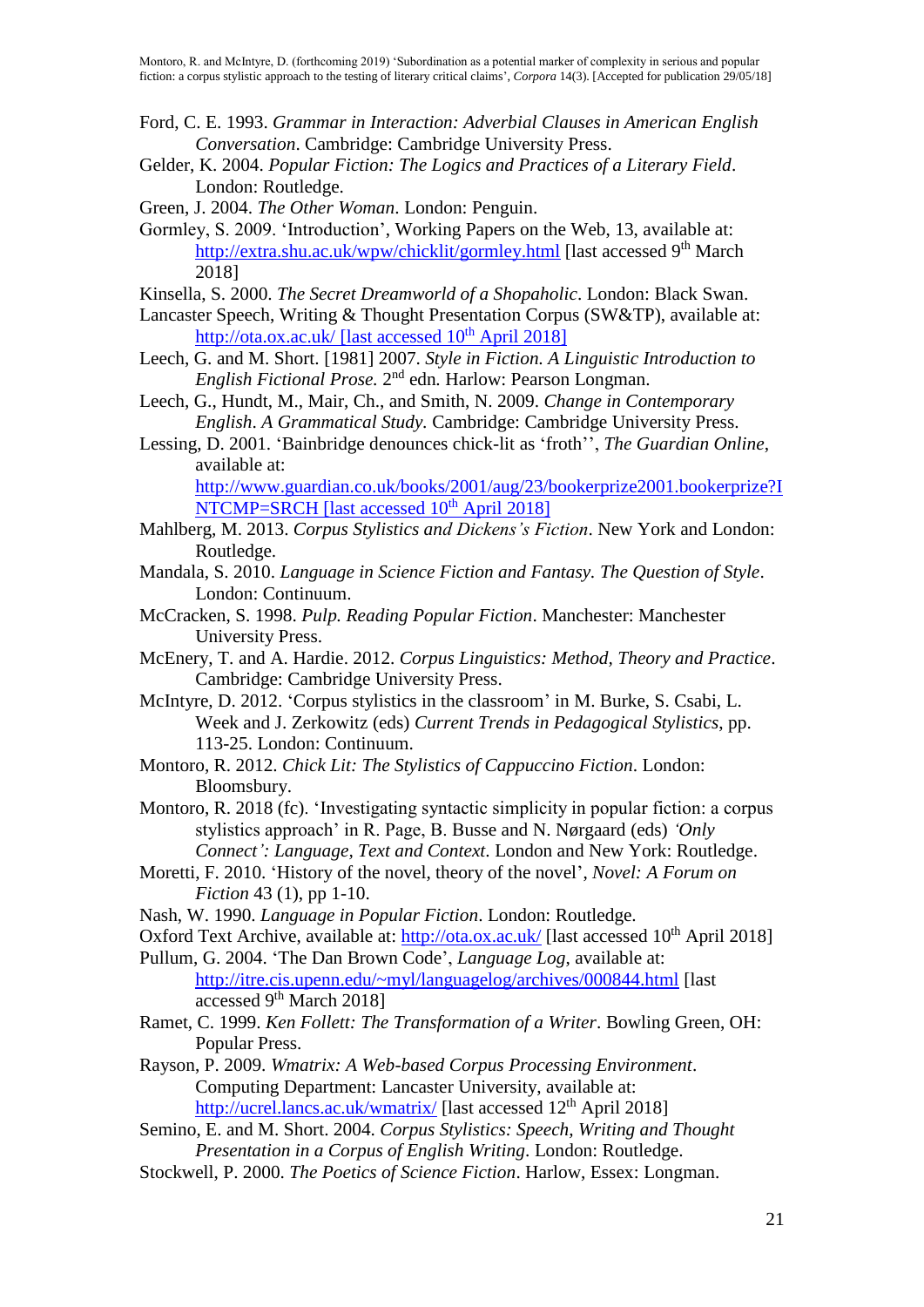Ford, C. E. 1993. *Grammar in Interaction: Adverbial Clauses in American English Conversation*. Cambridge: Cambridge University Press.

Gelder, K. 2004. *Popular Fiction: The Logics and Practices of a Literary Field*. London: Routledge.

Green, J. 2004. *The Other Woman*. London: Penguin.

Gormley, S. 2009. 'Introduction', Working Papers on the Web, 13, available at: http://extra.shu.ac.uk/wpw/chicklit/gormley.html [last accessed 9th March 2018]

Kinsella, S. 2000. *The Secret Dreamworld of a Shopaholic*. London: Black Swan.

Lancaster Speech, Writing & Thought Presentation Corpus (SW&TP), available at: http://ota.ox.ac.uk/ [last accessed 10th April 2018]

Leech, G. and M. Short. [1981] 2007. *Style in Fiction. A Linguistic Introduction to English Fictional Prose.* 2nd edn. Harlow: Pearson Longman.

Leech, G., Hundt, M., Mair, Ch., and Smith, N. 2009. *Change in Contemporary English*. *A Grammatical Study.* Cambridge: Cambridge University Press.

Lessing, D. 2001. 'Bainbridge denounces chick-lit as 'froth'', *The Guardian Online*, available at: http://www.guardian.co.uk/books/2001/aug/23/bookerprize2001.bookerprize?INTCMP=SRCH [last accessed 10th April 2018]

Mahlberg, M. 2013. *Corpus Stylistics and Dickens's Fiction*. New York and London: Routledge.

Mandala, S. 2010. *Language in Science Fiction and Fantasy. The Question of Style*. London: Continuum.

McCracken, S. 1998. *Pulp. Reading Popular Fiction*. Manchester: Manchester University Press.

McEnery, T. and A. Hardie. 2012. *Corpus Linguistics: Method, Theory and Practice*. Cambridge: Cambridge University Press.

McIntyre, D. 2012. 'Corpus stylistics in the classroom' in M. Burke, S. Csabi, L. Week and J. Zerkowitz (eds) *Current Trends in Pedagogical Stylistics*, pp. 113-25. London: Continuum.

Montoro, R. 2012. *Chick Lit: The Stylistics of Cappuccino Fiction*. London: Bloomsbury.

Montoro, R. 2018 (fc). 'Investigating syntactic simplicity in popular fiction: a corpus stylistics approach' in R. Page, B. Busse and N. Nørgaard (eds) *'Only Connect': Language, Text and Context*. London and New York: Routledge.

Moretti, F. 2010. 'History of the novel, theory of the novel', *Novel: A Forum on Fiction* 43 (1), pp 1-10.

Nash, W. 1990. *Language in Popular Fiction*. London: Routledge.

Oxford Text Archive, available at: http://ota.ox.ac.uk/ [last accessed 10th April 2018]

Pullum, G. 2004. 'The Dan Brown Code', *Language Log*, available at: http://itre.cis.upenn.edu/~myl/languagelog/archives/000844.html [last accessed 9th March 2018]

Ramet, C. 1999. *Ken Follett: The Transformation of a Writer*. Bowling Green, OH: Popular Press.

Rayson, P. 2009. *Wmatrix: A Web-based Corpus Processing Environment*. Computing Department: Lancaster University, available at: http://ucrel.lancs.ac.uk/wmatrix/ [last accessed 12th April 2018]

Semino, E. and M. Short. 2004. *Corpus Stylistics: Speech, Writing and Thought Presentation in a Corpus of English Writing*. London: Routledge.

Stockwell, P. 2000. *The Poetics of Science Fiction*. Harlow, Essex: Longman.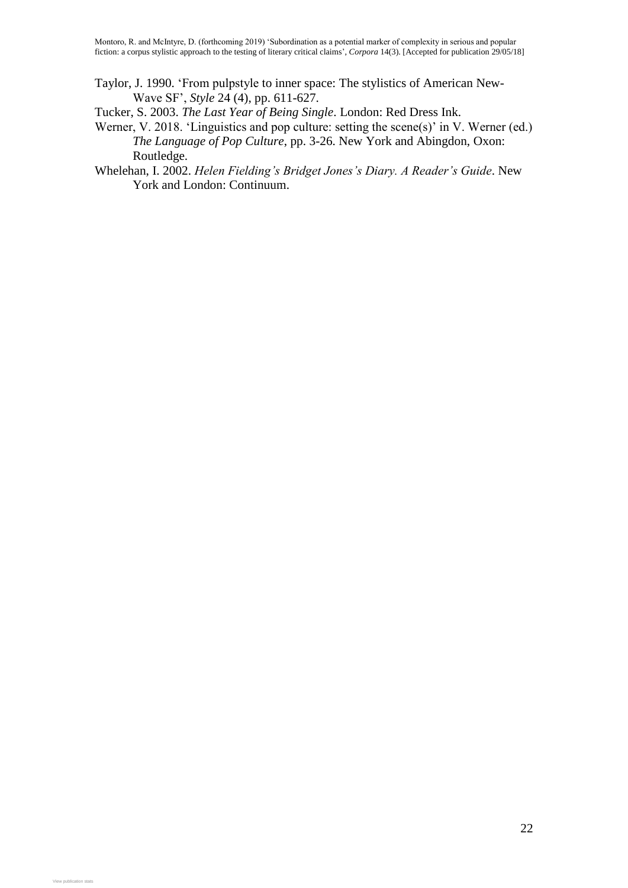Taylor, J. 1990. 'From pulpstyle to inner space: The stylistics of American New-Wave SF', *Style* 24 (4), pp. 611-627.

Tucker, S. 2003. *The Last Year of Being Single*. London: Red Dress Ink.

Werner, V. 2018. 'Linguistics and pop culture: setting the scene(s)' in V. Werner (ed.) *The Language of Pop Culture*, pp. 3-26. New York and Abingdon, Oxon: Routledge.

Whelehan, I. 2002. *Helen Fielding's Bridget Jones's Diary. A Reader's Guide*. New York and London: Continuum.